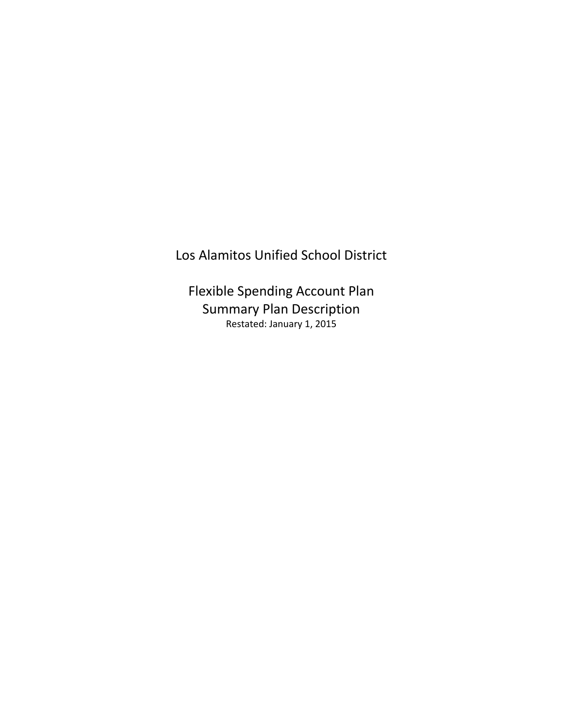# Los Alamitos Unified School District

## Flexible Spending Account Plan
## Summary Plan Description

Restated: January 1, 2015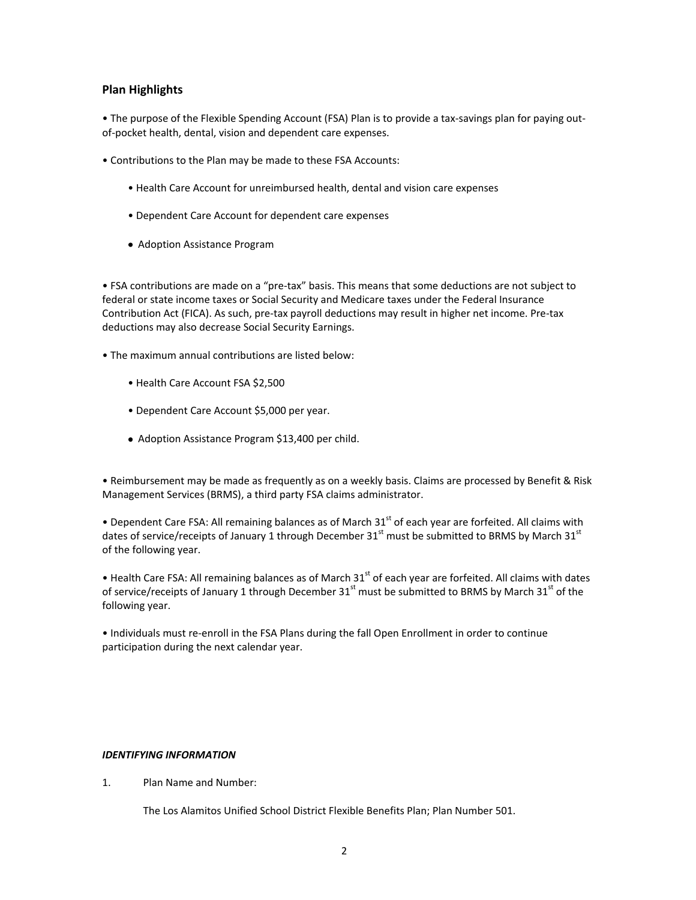## Plan Highlights

- The purpose of the Flexible Spending Account (FSA) Plan is to provide a tax-savings plan for paying out-of-pocket health, dental, vision and dependent care expenses.

- Contributions to the Plan may be made to these FSA Accounts:

  - Health Care Account for unreimbursed health, dental and vision care expenses

  - Dependent Care Account for dependent care expenses

  - Adoption Assistance Program

- FSA contributions are made on a "pre-tax" basis. This means that some deductions are not subject to federal or state income taxes or Social Security and Medicare taxes under the Federal Insurance Contribution Act (FICA). As such, pre-tax payroll deductions may result in higher net income. Pre-tax deductions may also decrease Social Security Earnings.

- The maximum annual contributions are listed below:

  - Health Care Account FSA $2,500

  - Dependent Care Account $5,000 per year.

  - Adoption Assistance Program $13,400 per child.

- Reimbursement may be made as frequently as on a weekly basis. Claims are processed by Benefit & Risk Management Services (BRMS), a third party FSA claims administrator.

- Dependent Care FSA: All remaining balances as of March 31st of each year are forfeited. All claims with dates of service/receipts of January 1 through December 31st must be submitted to BRMS by March 31st of the following year.

- Health Care FSA: All remaining balances as of March 31st of each year are forfeited. All claims with dates of service/receipts of January 1 through December 31st must be submitted to BRMS by March 31st of the following year.

- Individuals must re-enroll in the FSA Plans during the fall Open Enrollment in order to continue participation during the next calendar year.

***IDENTIFYING INFORMATION***

1. Plan Name and Number:

   The Los Alamitos Unified School District Flexible Benefits Plan; Plan Number 501.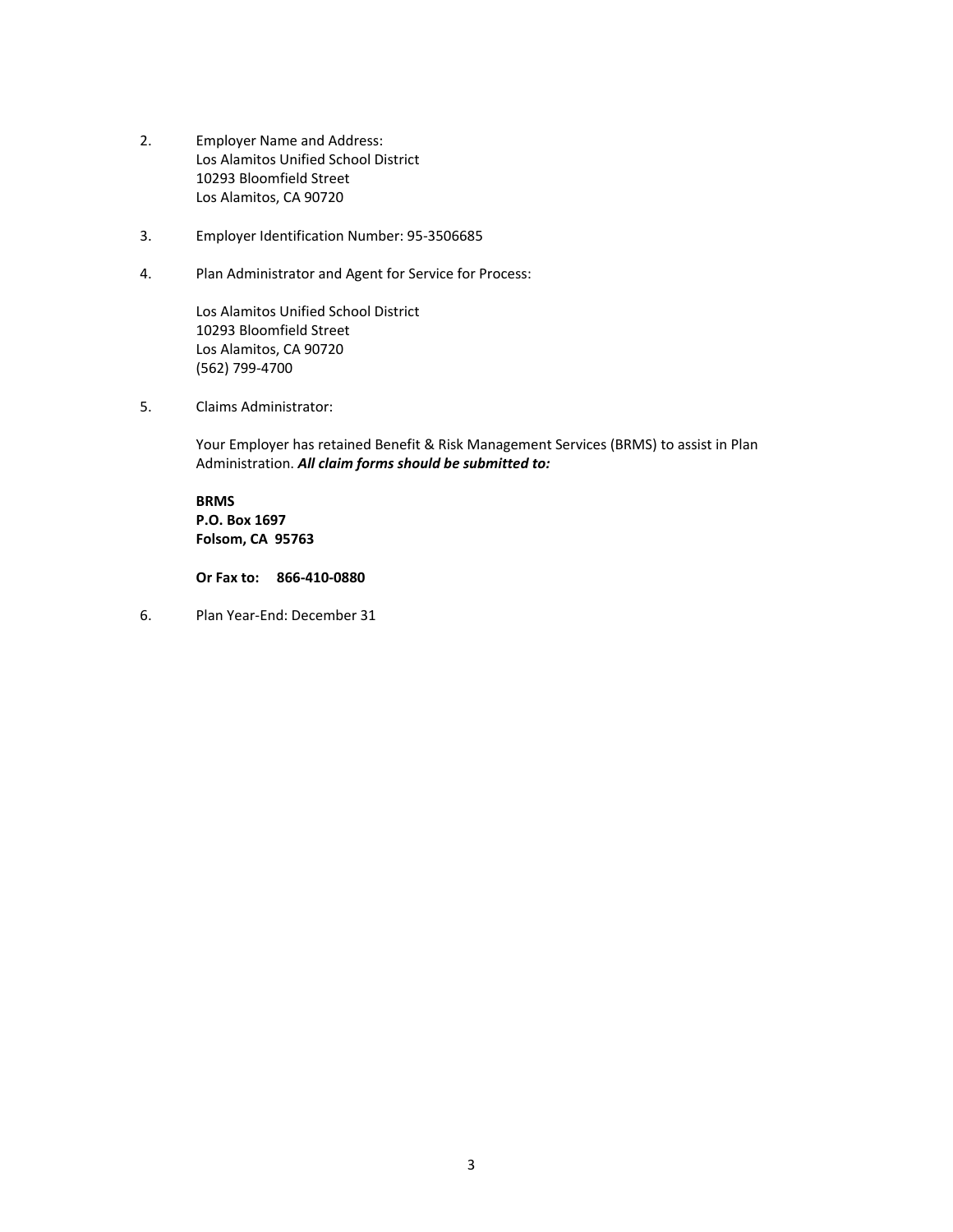2. Employer Name and Address:
   Los Alamitos Unified School District
   10293 Bloomfield Street
   Los Alamitos, CA 90720

3. Employer Identification Number: 95-3506685

4. Plan Administrator and Agent for Service for Process:

   Los Alamitos Unified School District
   10293 Bloomfield Street
   Los Alamitos, CA 90720
   (562) 799-4700

5. Claims Administrator:

   Your Employer has retained Benefit & Risk Management Services (BRMS) to assist in Plan Administration. ***All claim forms should be submitted to:***

   **BRMS**
   **P.O. Box 1697**
   **Folsom, CA 95763**

   **Or Fax to: 866-410-0880**

6. Plan Year-End: December 31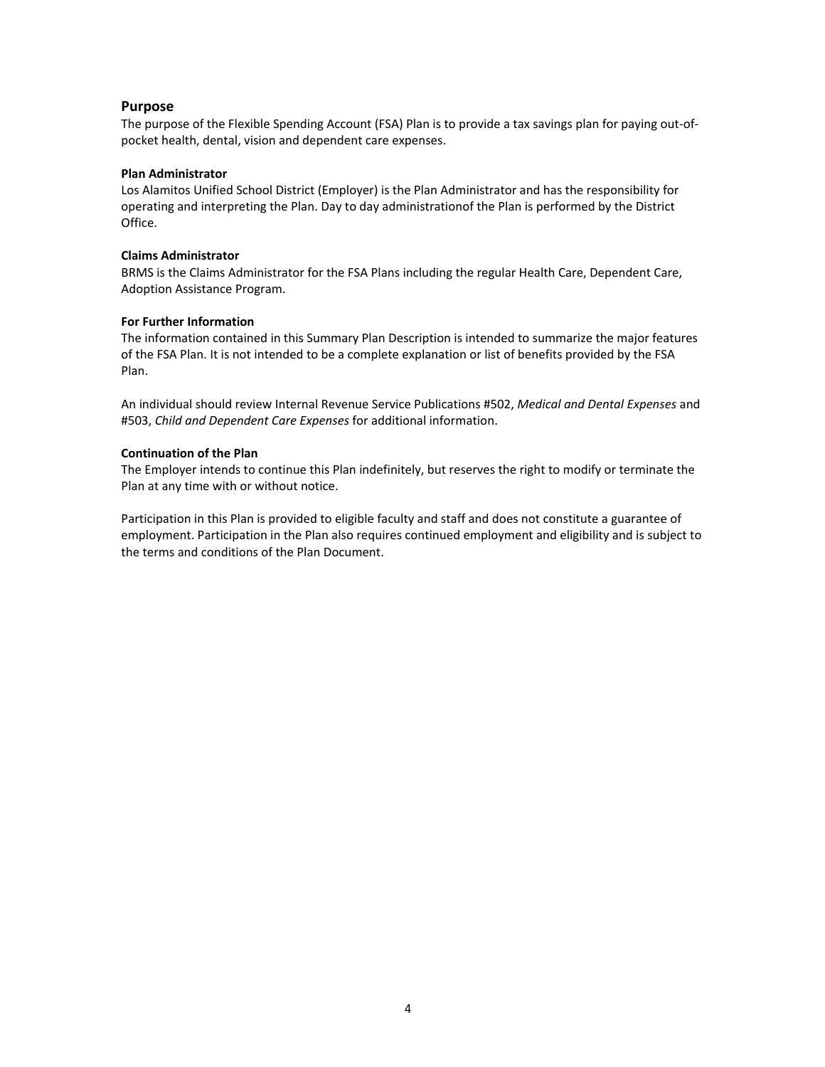## Purpose

The purpose of the Flexible Spending Account (FSA) Plan is to provide a tax savings plan for paying out-of-pocket health, dental, vision and dependent care expenses.

**Plan Administrator**

Los Alamitos Unified School District (Employer) is the Plan Administrator and has the responsibility for operating and interpreting the Plan. Day to day administrationof the Plan is performed by the District Office.

**Claims Administrator**

BRMS is the Claims Administrator for the FSA Plans including the regular Health Care, Dependent Care, Adoption Assistance Program.

**For Further Information**

The information contained in this Summary Plan Description is intended to summarize the major features of the FSA Plan. It is not intended to be a complete explanation or list of benefits provided by the FSA Plan.

An individual should review Internal Revenue Service Publications #502, *Medical and Dental Expenses* and #503, *Child and Dependent Care Expenses* for additional information.

**Continuation of the Plan**

The Employer intends to continue this Plan indefinitely, but reserves the right to modify or terminate the Plan at any time with or without notice.

Participation in this Plan is provided to eligible faculty and staff and does not constitute a guarantee of employment. Participation in the Plan also requires continued employment and eligibility and is subject to the terms and conditions of the Plan Document.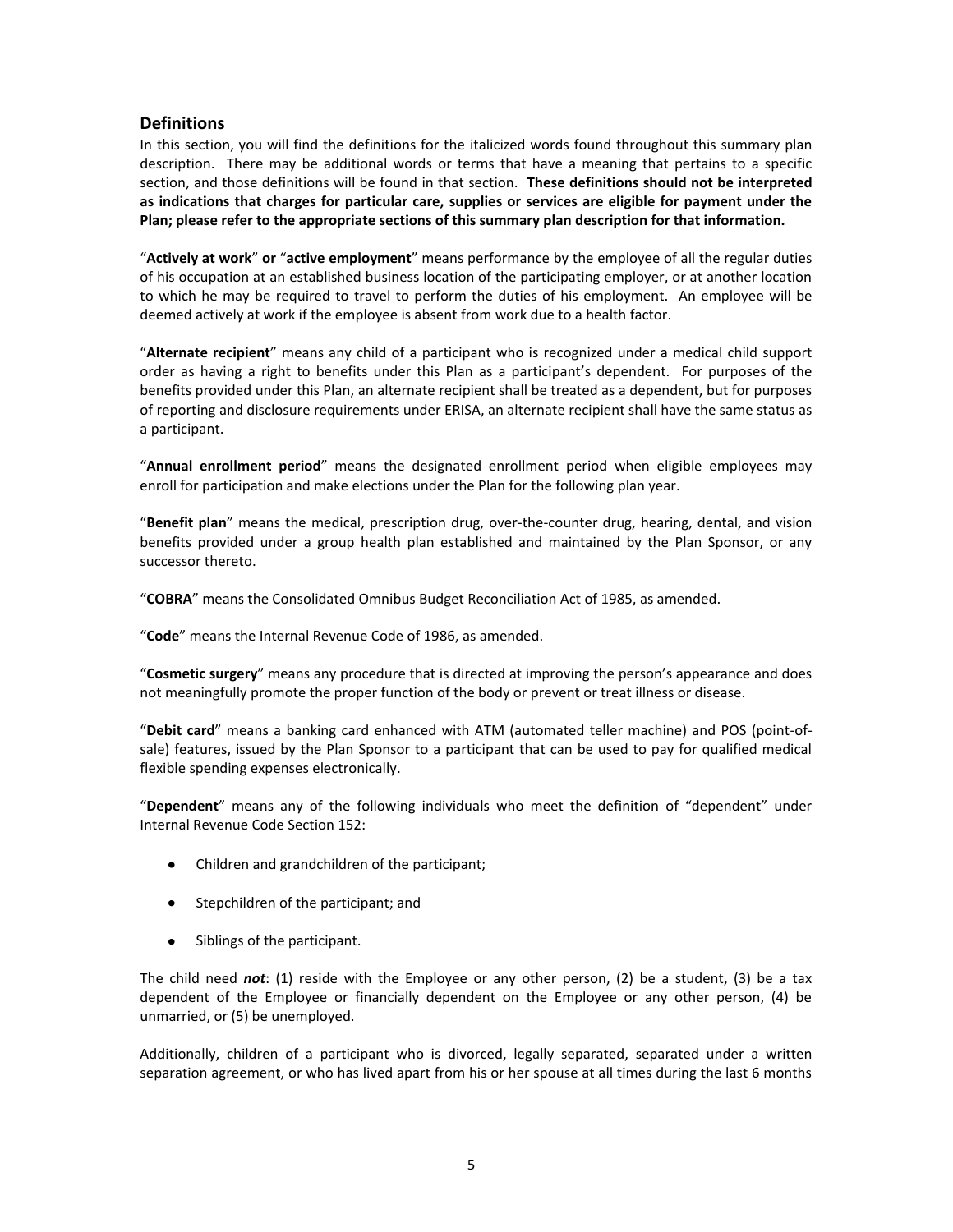## Definitions

In this section, you will find the definitions for the italicized words found throughout this summary plan description. There may be additional words or terms that have a meaning that pertains to a specific section, and those definitions will be found in that section. **These definitions should not be interpreted as indications that charges for particular care, supplies or services are eligible for payment under the Plan; please refer to the appropriate sections of this summary plan description for that information.**

"**Actively at work**" **or** "**active employment**" means performance by the employee of all the regular duties of his occupation at an established business location of the participating employer, or at another location to which he may be required to travel to perform the duties of his employment. An employee will be deemed actively at work if the employee is absent from work due to a health factor.

"**Alternate recipient**" means any child of a participant who is recognized under a medical child support order as having a right to benefits under this Plan as a participant's dependent. For purposes of the benefits provided under this Plan, an alternate recipient shall be treated as a dependent, but for purposes of reporting and disclosure requirements under ERISA, an alternate recipient shall have the same status as a participant.

"**Annual enrollment period**" means the designated enrollment period when eligible employees may enroll for participation and make elections under the Plan for the following plan year.

"**Benefit plan**" means the medical, prescription drug, over-the-counter drug, hearing, dental, and vision benefits provided under a group health plan established and maintained by the Plan Sponsor, or any successor thereto.

"**COBRA**" means the Consolidated Omnibus Budget Reconciliation Act of 1985, as amended.

"**Code**" means the Internal Revenue Code of 1986, as amended.

"**Cosmetic surgery**" means any procedure that is directed at improving the person's appearance and does not meaningfully promote the proper function of the body or prevent or treat illness or disease.

"**Debit card**" means a banking card enhanced with ATM (automated teller machine) and POS (point-of-sale) features, issued by the Plan Sponsor to a participant that can be used to pay for qualified medical flexible spending expenses electronically.

"**Dependent**" means any of the following individuals who meet the definition of "dependent" under Internal Revenue Code Section 152:

- Children and grandchildren of the participant;
- Stepchildren of the participant; and
- Siblings of the participant.

The child need ***not***: (1) reside with the Employee or any other person, (2) be a student, (3) be a tax dependent of the Employee or financially dependent on the Employee or any other person, (4) be unmarried, or (5) be unemployed.

Additionally, children of a participant who is divorced, legally separated, separated under a written separation agreement, or who has lived apart from his or her spouse at all times during the last 6 months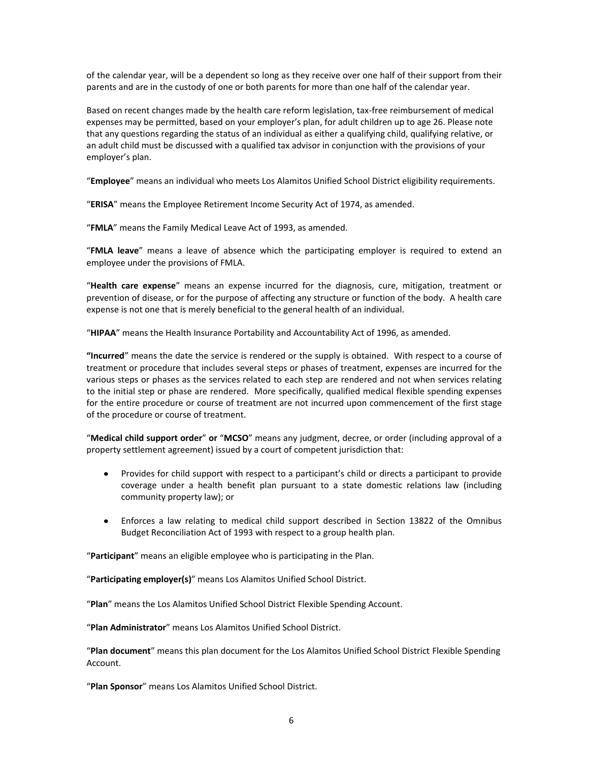of the calendar year, will be a dependent so long as they receive over one half of their support from their parents and are in the custody of one or both parents for more than one half of the calendar year.

Based on recent changes made by the health care reform legislation, tax-free reimbursement of medical expenses may be permitted, based on your employer's plan, for adult children up to age 26. Please note that any questions regarding the status of an individual as either a qualifying child, qualifying relative, or an adult child must be discussed with a qualified tax advisor in conjunction with the provisions of your employer's plan.

"**Employee**" means an individual who meets Los Alamitos Unified School District eligibility requirements.

"**ERISA**" means the Employee Retirement Income Security Act of 1974, as amended.

"**FMLA**" means the Family Medical Leave Act of 1993, as amended.

"**FMLA leave**" means a leave of absence which the participating employer is required to extend an employee under the provisions of FMLA.

"**Health care expense**" means an expense incurred for the diagnosis, cure, mitigation, treatment or prevention of disease, or for the purpose of affecting any structure or function of the body. A health care expense is not one that is merely beneficial to the general health of an individual.

"**HIPAA**" means the Health Insurance Portability and Accountability Act of 1996, as amended.

**"Incurred**" means the date the service is rendered or the supply is obtained. With respect to a course of treatment or procedure that includes several steps or phases of treatment, expenses are incurred for the various steps or phases as the services related to each step are rendered and not when services relating to the initial step or phase are rendered. More specifically, qualified medical flexible spending expenses for the entire procedure or course of treatment are not incurred upon commencement of the first stage of the procedure or course of treatment.

"**Medical child support order**" **or** "**MCSO**" means any judgment, decree, or order (including approval of a property settlement agreement) issued by a court of competent jurisdiction that:

- Provides for child support with respect to a participant's child or directs a participant to provide coverage under a health benefit plan pursuant to a state domestic relations law (including community property law); or
- Enforces a law relating to medical child support described in Section 13822 of the Omnibus Budget Reconciliation Act of 1993 with respect to a group health plan.

"**Participant**" means an eligible employee who is participating in the Plan.

"**Participating employer(s)**" means Los Alamitos Unified School District.

"**Plan**" means the Los Alamitos Unified School District Flexible Spending Account.

"**Plan Administrator**" means Los Alamitos Unified School District.

"**Plan document**" means this plan document for the Los Alamitos Unified School District Flexible Spending Account.

"**Plan Sponsor**" means Los Alamitos Unified School District.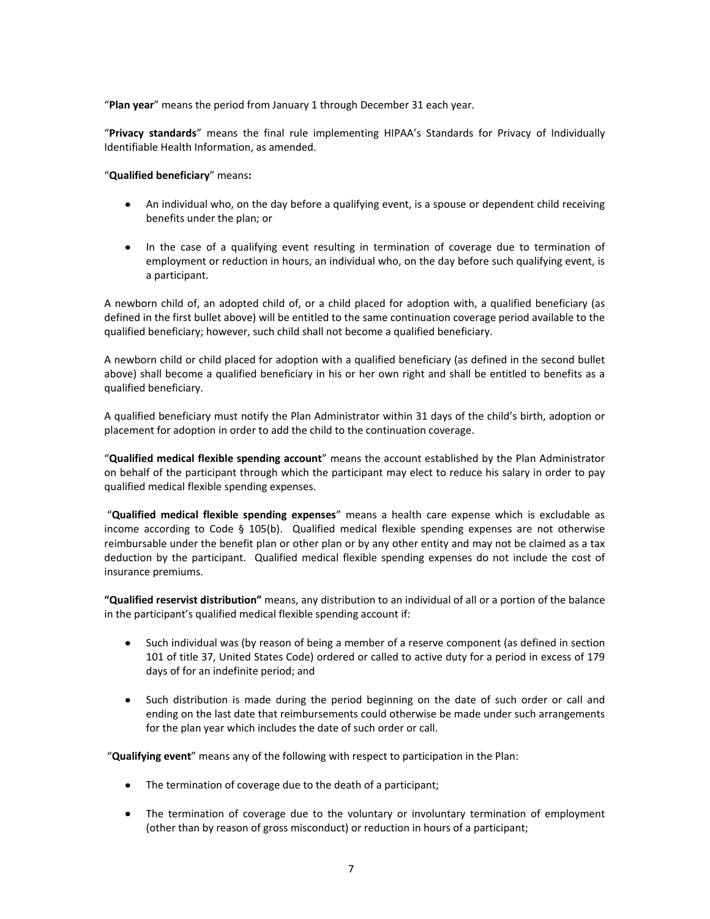"**Plan year**" means the period from January 1 through December 31 each year.

"**Privacy standards**" means the final rule implementing HIPAA's Standards for Privacy of Individually Identifiable Health Information, as amended.

"**Qualified beneficiary**" means**:**

- An individual who, on the day before a qualifying event, is a spouse or dependent child receiving benefits under the plan; or
- In the case of a qualifying event resulting in termination of coverage due to termination of employment or reduction in hours, an individual who, on the day before such qualifying event, is a participant.

A newborn child of, an adopted child of, or a child placed for adoption with, a qualified beneficiary (as defined in the first bullet above) will be entitled to the same continuation coverage period available to the qualified beneficiary; however, such child shall not become a qualified beneficiary.

A newborn child or child placed for adoption with a qualified beneficiary (as defined in the second bullet above) shall become a qualified beneficiary in his or her own right and shall be entitled to benefits as a qualified beneficiary.

A qualified beneficiary must notify the Plan Administrator within 31 days of the child's birth, adoption or placement for adoption in order to add the child to the continuation coverage.

"**Qualified medical flexible spending account**" means the account established by the Plan Administrator on behalf of the participant through which the participant may elect to reduce his salary in order to pay qualified medical flexible spending expenses.

"**Qualified medical flexible spending expenses**" means a health care expense which is excludable as income according to Code § 105(b). Qualified medical flexible spending expenses are not otherwise reimbursable under the benefit plan or other plan or by any other entity and may not be claimed as a tax deduction by the participant. Qualified medical flexible spending expenses do not include the cost of insurance premiums.

**"Qualified reservist distribution"** means, any distribution to an individual of all or a portion of the balance in the participant's qualified medical flexible spending account if:

- Such individual was (by reason of being a member of a reserve component (as defined in section 101 of title 37, United States Code) ordered or called to active duty for a period in excess of 179 days of for an indefinite period; and
- Such distribution is made during the period beginning on the date of such order or call and ending on the last date that reimbursements could otherwise be made under such arrangements for the plan year which includes the date of such order or call.

"**Qualifying event**" means any of the following with respect to participation in the Plan:

- The termination of coverage due to the death of a participant;
- The termination of coverage due to the voluntary or involuntary termination of employment (other than by reason of gross misconduct) or reduction in hours of a participant;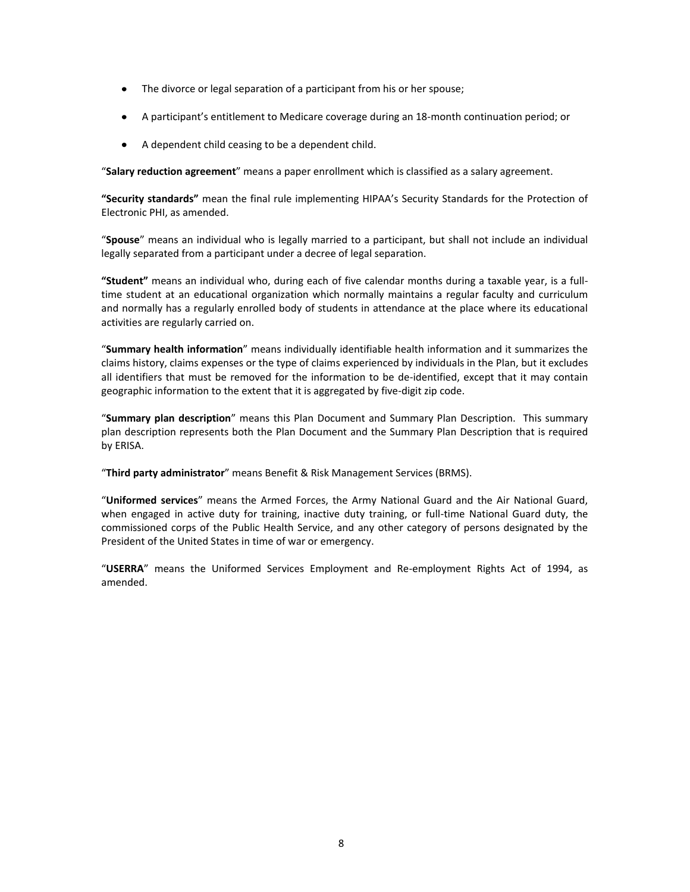- The divorce or legal separation of a participant from his or her spouse;
- A participant's entitlement to Medicare coverage during an 18-month continuation period; or
- A dependent child ceasing to be a dependent child.

"**Salary reduction agreement**" means a paper enrollment which is classified as a salary agreement.

**"Security standards"** mean the final rule implementing HIPAA's Security Standards for the Protection of Electronic PHI, as amended.

"**Spouse**" means an individual who is legally married to a participant, but shall not include an individual legally separated from a participant under a decree of legal separation.

**"Student"** means an individual who, during each of five calendar months during a taxable year, is a full-time student at an educational organization which normally maintains a regular faculty and curriculum and normally has a regularly enrolled body of students in attendance at the place where its educational activities are regularly carried on.

"**Summary health information**" means individually identifiable health information and it summarizes the claims history, claims expenses or the type of claims experienced by individuals in the Plan, but it excludes all identifiers that must be removed for the information to be de-identified, except that it may contain geographic information to the extent that it is aggregated by five-digit zip code.

"**Summary plan description**" means this Plan Document and Summary Plan Description. This summary plan description represents both the Plan Document and the Summary Plan Description that is required by ERISA.

"**Third party administrator**" means Benefit & Risk Management Services (BRMS).

"**Uniformed services**" means the Armed Forces, the Army National Guard and the Air National Guard, when engaged in active duty for training, inactive duty training, or full-time National Guard duty, the commissioned corps of the Public Health Service, and any other category of persons designated by the President of the United States in time of war or emergency.

"**USERRA**" means the Uniformed Services Employment and Re-employment Rights Act of 1994, as amended.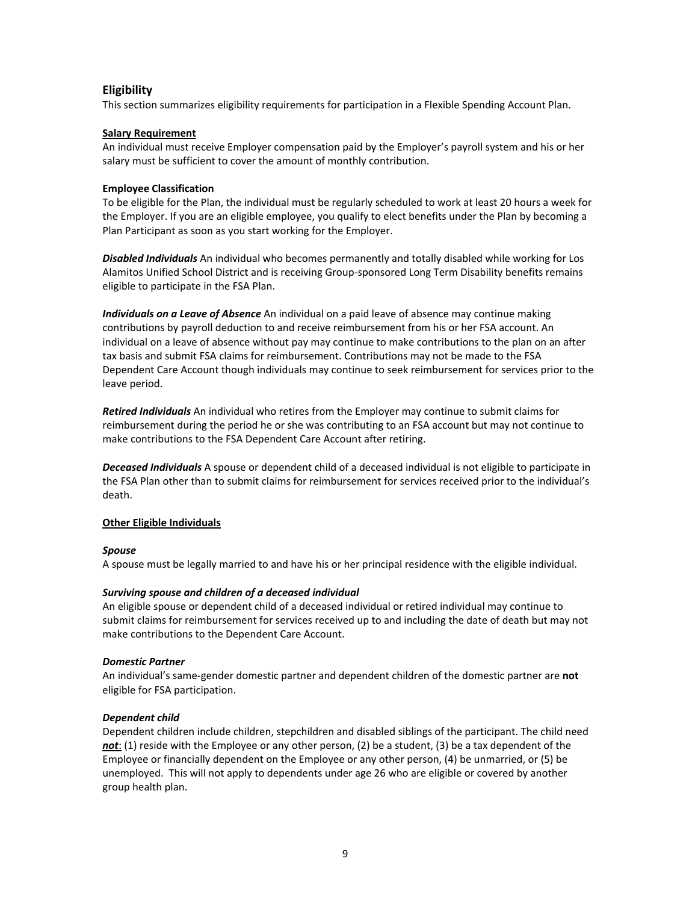## Eligibility

This section summarizes eligibility requirements for participation in a Flexible Spending Account Plan.

**<u>Salary Requirement</u>**

An individual must receive Employer compensation paid by the Employer's payroll system and his or her salary must be sufficient to cover the amount of monthly contribution.

**Employee Classification**

To be eligible for the Plan, the individual must be regularly scheduled to work at least 20 hours a week for the Employer. If you are an eligible employee, you qualify to elect benefits under the Plan by becoming a Plan Participant as soon as you start working for the Employer.

***Disabled Individuals*** An individual who becomes permanently and totally disabled while working for Los Alamitos Unified School District and is receiving Group-sponsored Long Term Disability benefits remains eligible to participate in the FSA Plan.

***Individuals on a Leave of Absence*** An individual on a paid leave of absence may continue making contributions by payroll deduction to and receive reimbursement from his or her FSA account. An individual on a leave of absence without pay may continue to make contributions to the plan on an after tax basis and submit FSA claims for reimbursement. Contributions may not be made to the FSA Dependent Care Account though individuals may continue to seek reimbursement for services prior to the leave period.

***Retired Individuals*** An individual who retires from the Employer may continue to submit claims for reimbursement during the period he or she was contributing to an FSA account but may not continue to make contributions to the FSA Dependent Care Account after retiring.

***Deceased Individuals*** A spouse or dependent child of a deceased individual is not eligible to participate in the FSA Plan other than to submit claims for reimbursement for services received prior to the individual's death.

**<u>Other Eligible Individuals</u>**

***Spouse***

A spouse must be legally married to and have his or her principal residence with the eligible individual.

***Surviving spouse and children of a deceased individual***

An eligible spouse or dependent child of a deceased individual or retired individual may continue to submit claims for reimbursement for services received up to and including the date of death but may not make contributions to the Dependent Care Account.

***Domestic Partner***

An individual's same-gender domestic partner and dependent children of the domestic partner are **not** eligible for FSA participation.

***Dependent child***

Dependent children include children, stepchildren and disabled siblings of the participant. The child need ***<u>not</u>***: (1) reside with the Employee or any other person, (2) be a student, (3) be a tax dependent of the Employee or financially dependent on the Employee or any other person, (4) be unmarried, or (5) be unemployed. This will not apply to dependents under age 26 who are eligible or covered by another group health plan.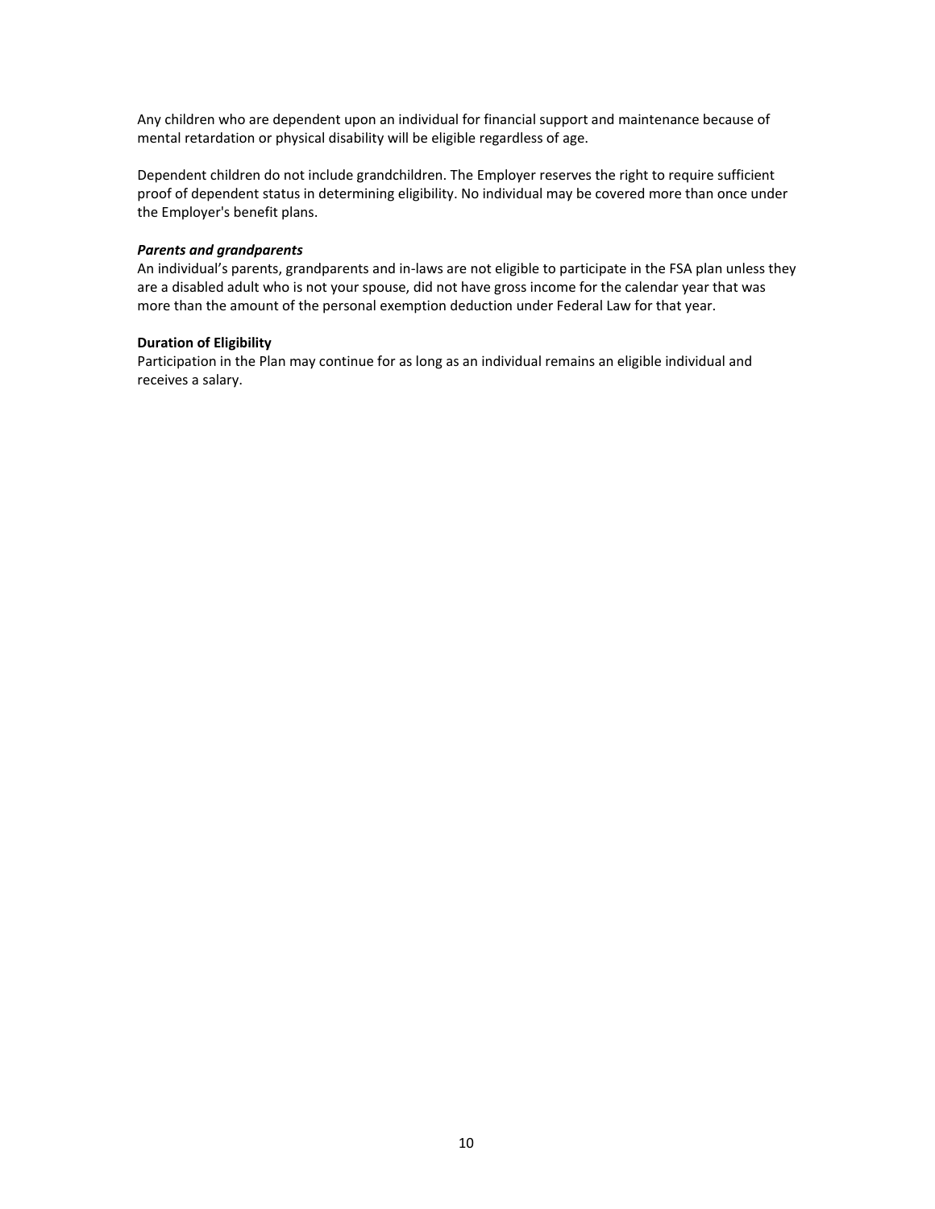Any children who are dependent upon an individual for financial support and maintenance because of mental retardation or physical disability will be eligible regardless of age.

Dependent children do not include grandchildren. The Employer reserves the right to require sufficient proof of dependent status in determining eligibility. No individual may be covered more than once under the Employer's benefit plans.

***Parents and grandparents***
An individual's parents, grandparents and in-laws are not eligible to participate in the FSA plan unless they are a disabled adult who is not your spouse, did not have gross income for the calendar year that was more than the amount of the personal exemption deduction under Federal Law for that year.

**Duration of Eligibility**
Participation in the Plan may continue for as long as an individual remains an eligible individual and receives a salary.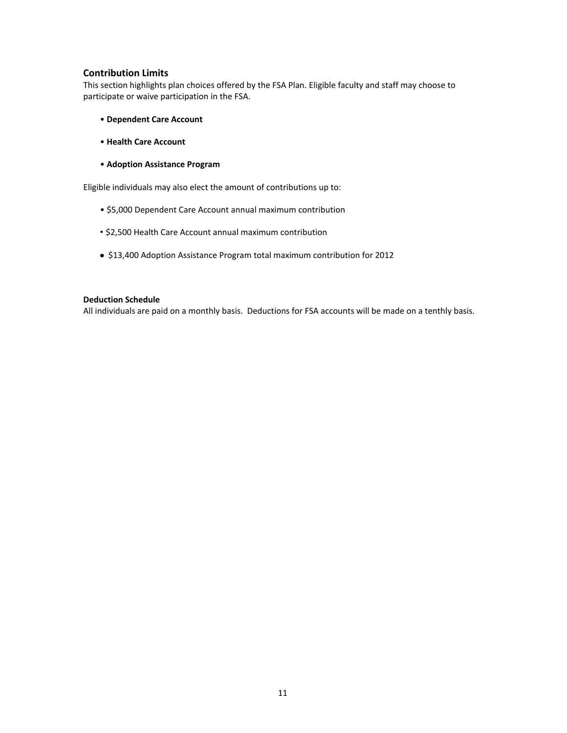## Contribution Limits

This section highlights plan choices offered by the FSA Plan. Eligible faculty and staff may choose to participate or waive participation in the FSA.

- **Dependent Care Account**
- **Health Care Account**
- **Adoption Assistance Program**

Eligible individuals may also elect the amount of contributions up to:

- $5,000 Dependent Care Account annual maximum contribution
- $2,500 Health Care Account annual maximum contribution
- $13,400 Adoption Assistance Program total maximum contribution for 2012

**Deduction Schedule**

All individuals are paid on a monthly basis. Deductions for FSA accounts will be made on a tenthly basis.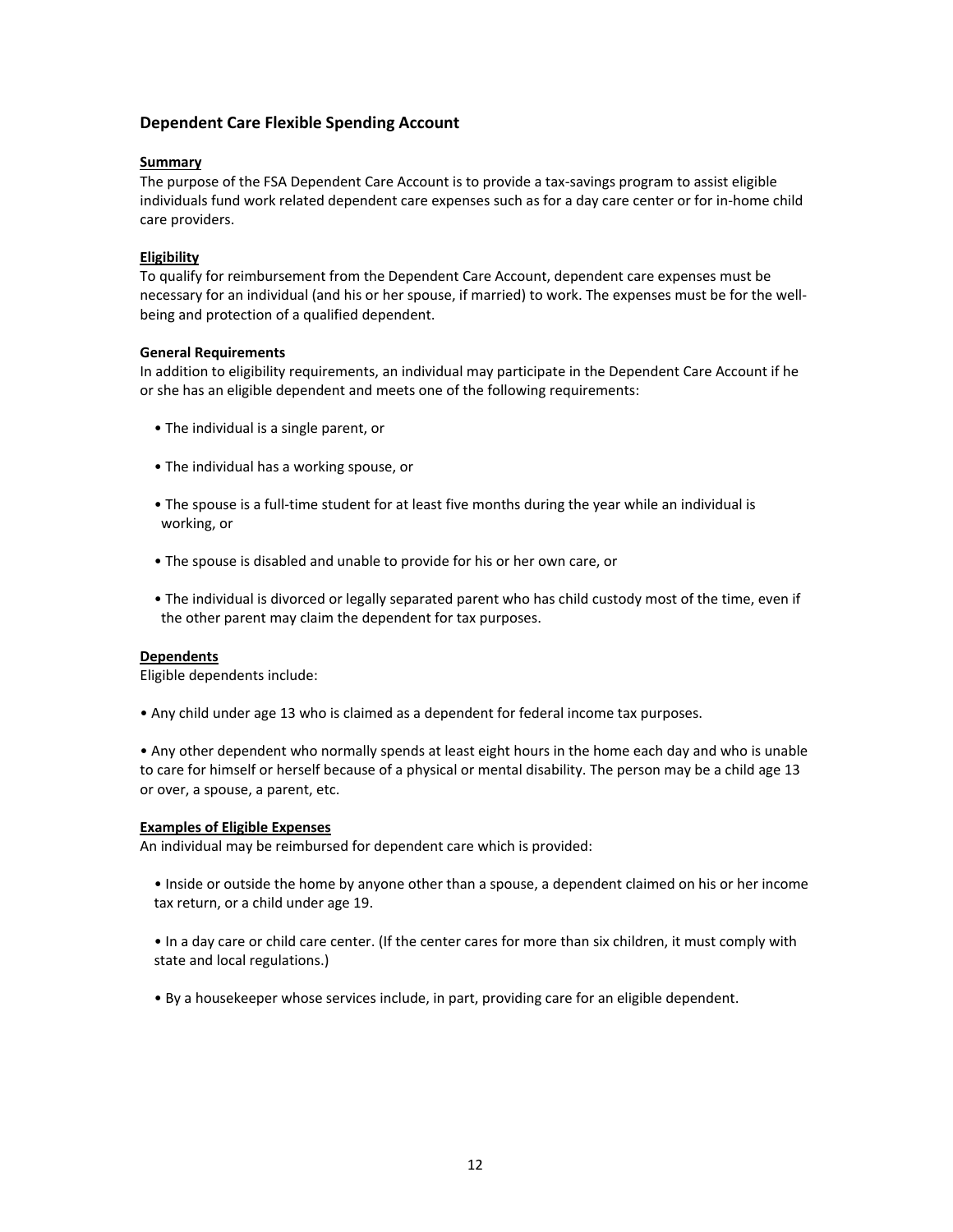## Dependent Care Flexible Spending Account

**Summary**

The purpose of the FSA Dependent Care Account is to provide a tax-savings program to assist eligible individuals fund work related dependent care expenses such as for a day care center or for in-home child care providers.

**Eligibility**

To qualify for reimbursement from the Dependent Care Account, dependent care expenses must be necessary for an individual (and his or her spouse, if married) to work. The expenses must be for the well-being and protection of a qualified dependent.

**General Requirements**

In addition to eligibility requirements, an individual may participate in the Dependent Care Account if he or she has an eligible dependent and meets one of the following requirements:

- The individual is a single parent, or
- The individual has a working spouse, or
- The spouse is a full-time student for at least five months during the year while an individual is working, or
- The spouse is disabled and unable to provide for his or her own care, or
- The individual is divorced or legally separated parent who has child custody most of the time, even if the other parent may claim the dependent for tax purposes.

**Dependents**

Eligible dependents include:

- Any child under age 13 who is claimed as a dependent for federal income tax purposes.
- Any other dependent who normally spends at least eight hours in the home each day and who is unable to care for himself or herself because of a physical or mental disability. The person may be a child age 13 or over, a spouse, a parent, etc.

**Examples of Eligible Expenses**

An individual may be reimbursed for dependent care which is provided:

- Inside or outside the home by anyone other than a spouse, a dependent claimed on his or her income tax return, or a child under age 19.
- In a day care or child care center. (If the center cares for more than six children, it must comply with state and local regulations.)
- By a housekeeper whose services include, in part, providing care for an eligible dependent.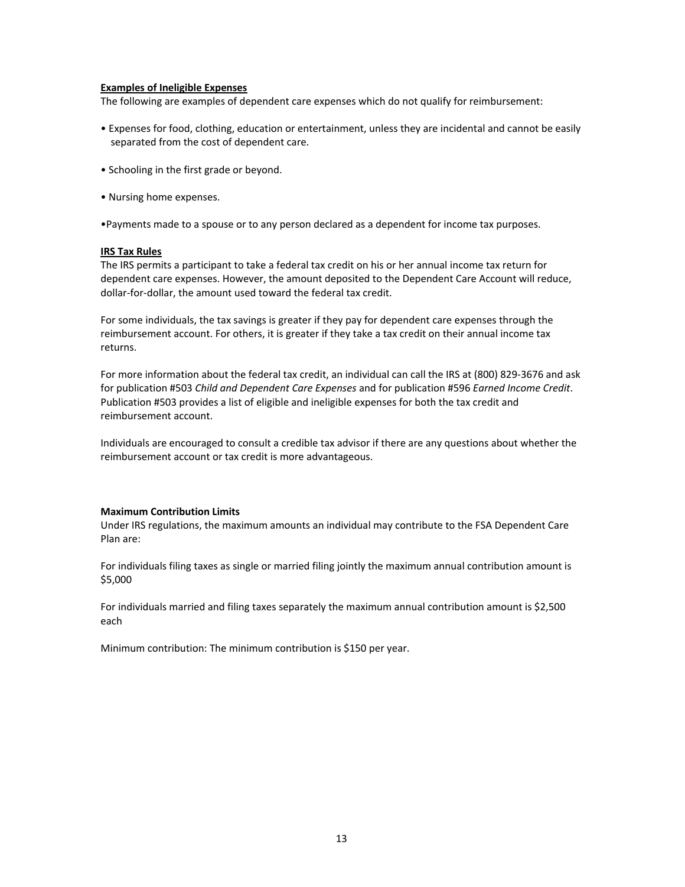**Examples of Ineligible Expenses**

The following are examples of dependent care expenses which do not qualify for reimbursement:

- Expenses for food, clothing, education or entertainment, unless they are incidental and cannot be easily separated from the cost of dependent care.
- Schooling in the first grade or beyond.
- Nursing home expenses.
- Payments made to a spouse or to any person declared as a dependent for income tax purposes.

**IRS Tax Rules**

The IRS permits a participant to take a federal tax credit on his or her annual income tax return for dependent care expenses. However, the amount deposited to the Dependent Care Account will reduce, dollar-for-dollar, the amount used toward the federal tax credit.

For some individuals, the tax savings is greater if they pay for dependent care expenses through the reimbursement account. For others, it is greater if they take a tax credit on their annual income tax returns.

For more information about the federal tax credit, an individual can call the IRS at (800) 829-3676 and ask for publication #503 *Child and Dependent Care Expenses* and for publication #596 *Earned Income Credit*. Publication #503 provides a list of eligible and ineligible expenses for both the tax credit and reimbursement account.

Individuals are encouraged to consult a credible tax advisor if there are any questions about whether the reimbursement account or tax credit is more advantageous.

**Maximum Contribution Limits**

Under IRS regulations, the maximum amounts an individual may contribute to the FSA Dependent Care Plan are:

For individuals filing taxes as single or married filing jointly the maximum annual contribution amount is $5,000

For individuals married and filing taxes separately the maximum annual contribution amount is $2,500 each

Minimum contribution: The minimum contribution is $150 per year.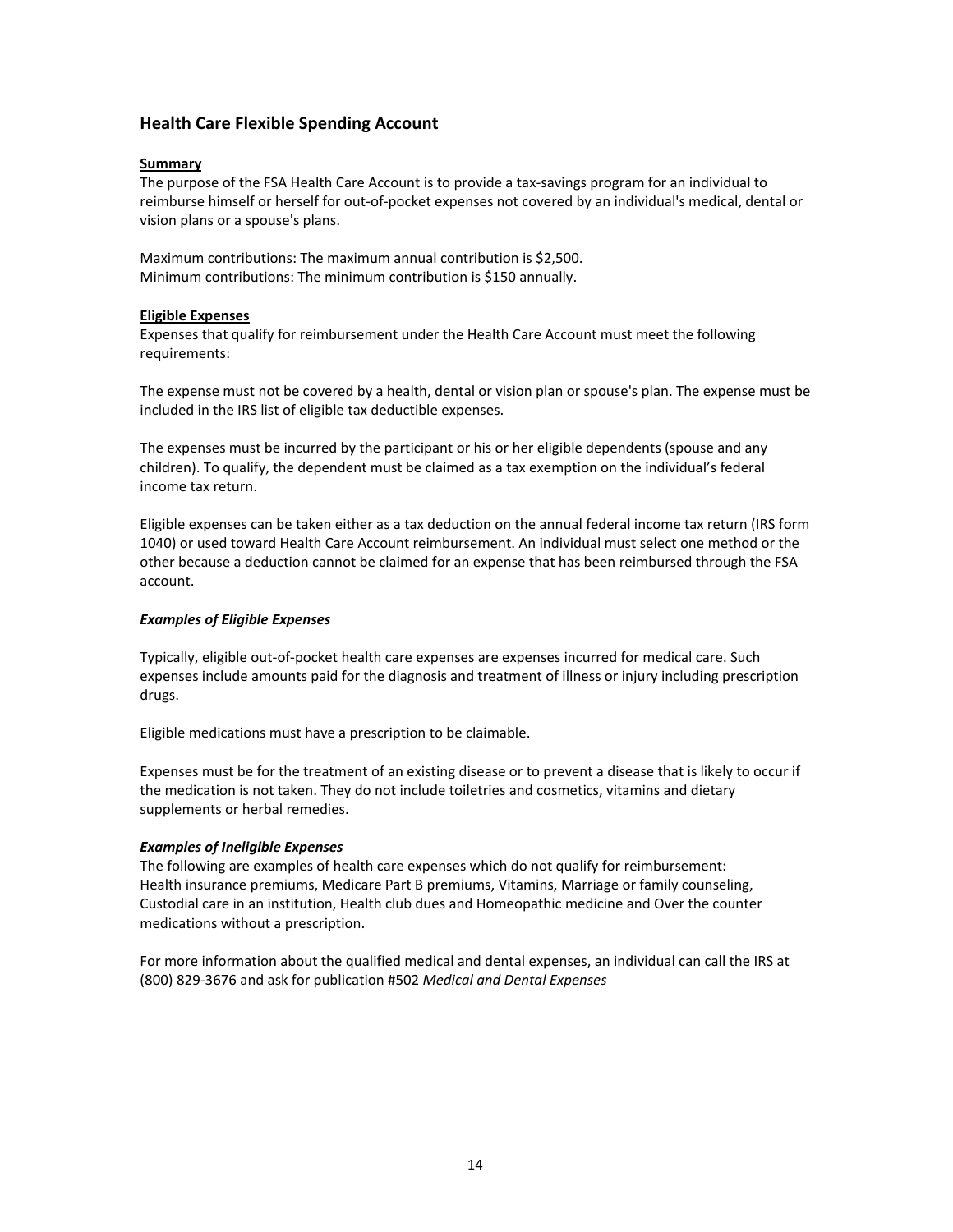## Health Care Flexible Spending Account

**Summary**

The purpose of the FSA Health Care Account is to provide a tax-savings program for an individual to reimburse himself or herself for out-of-pocket expenses not covered by an individual's medical, dental or vision plans or a spouse's plans.

Maximum contributions: The maximum annual contribution is $2,500.
Minimum contributions: The minimum contribution is $150 annually.

**Eligible Expenses**

Expenses that qualify for reimbursement under the Health Care Account must meet the following requirements:

The expense must not be covered by a health, dental or vision plan or spouse's plan. The expense must be included in the IRS list of eligible tax deductible expenses.

The expenses must be incurred by the participant or his or her eligible dependents (spouse and any children). To qualify, the dependent must be claimed as a tax exemption on the individual's federal income tax return.

Eligible expenses can be taken either as a tax deduction on the annual federal income tax return (IRS form 1040) or used toward Health Care Account reimbursement. An individual must select one method or the other because a deduction cannot be claimed for an expense that has been reimbursed through the FSA account.

***Examples of Eligible Expenses***

Typically, eligible out-of-pocket health care expenses are expenses incurred for medical care. Such expenses include amounts paid for the diagnosis and treatment of illness or injury including prescription drugs.

Eligible medications must have a prescription to be claimable.

Expenses must be for the treatment of an existing disease or to prevent a disease that is likely to occur if the medication is not taken. They do not include toiletries and cosmetics, vitamins and dietary supplements or herbal remedies.

***Examples of Ineligible Expenses***

The following are examples of health care expenses which do not qualify for reimbursement:
Health insurance premiums, Medicare Part B premiums, Vitamins, Marriage or family counseling, Custodial care in an institution, Health club dues and Homeopathic medicine and Over the counter medications without a prescription.

For more information about the qualified medical and dental expenses, an individual can call the IRS at (800) 829-3676 and ask for publication #502 *Medical and Dental Expenses*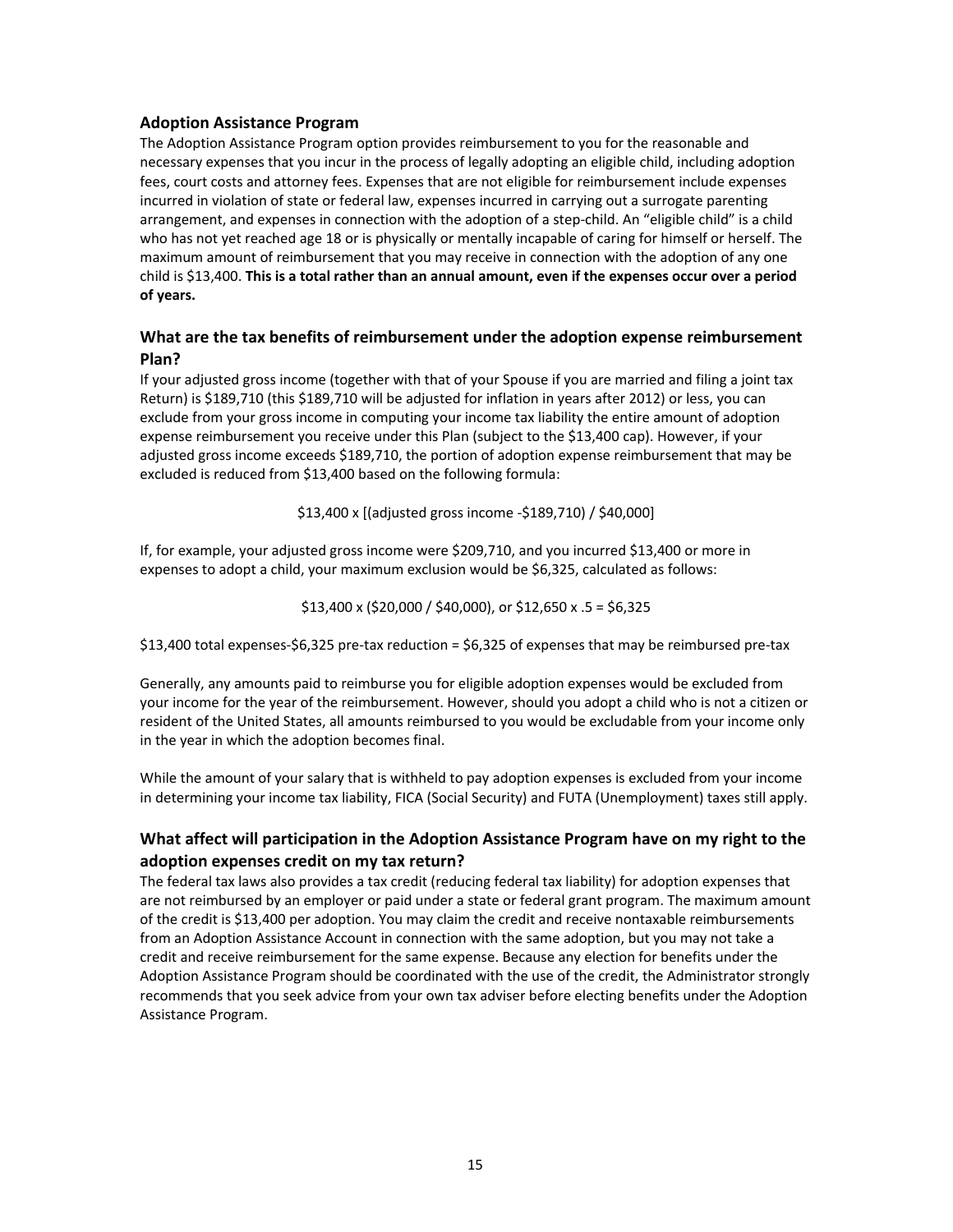### Adoption Assistance Program

The Adoption Assistance Program option provides reimbursement to you for the reasonable and necessary expenses that you incur in the process of legally adopting an eligible child, including adoption fees, court costs and attorney fees. Expenses that are not eligible for reimbursement include expenses incurred in violation of state or federal law, expenses incurred in carrying out a surrogate parenting arrangement, and expenses in connection with the adoption of a step-child. An "eligible child" is a child who has not yet reached age 18 or is physically or mentally incapable of caring for himself or herself. The maximum amount of reimbursement that you may receive in connection with the adoption of any one child is $13,400. **This is a total rather than an annual amount, even if the expenses occur over a period of years.**

### What are the tax benefits of reimbursement under the adoption expense reimbursement Plan?

If your adjusted gross income (together with that of your Spouse if you are married and filing a joint tax Return) is $189,710 (this $189,710 will be adjusted for inflation in years after 2012) or less, you can exclude from your gross income in computing your income tax liability the entire amount of adoption expense reimbursement you receive under this Plan (subject to the $13,400 cap). However, if your adjusted gross income exceeds $189,710, the portion of adoption expense reimbursement that may be excluded is reduced from $13,400 based on the following formula:

$13,400 x [(adjusted gross income -$189,710) / $40,000]

If, for example, your adjusted gross income were $209,710, and you incurred $13,400 or more in expenses to adopt a child, your maximum exclusion would be $6,325, calculated as follows:

$13,400 x ($20,000 / $40,000), or $12,650 x .5 = $6,325

$13,400 total expenses-$6,325 pre-tax reduction = $6,325 of expenses that may be reimbursed pre-tax

Generally, any amounts paid to reimburse you for eligible adoption expenses would be excluded from your income for the year of the reimbursement. However, should you adopt a child who is not a citizen or resident of the United States, all amounts reimbursed to you would be excludable from your income only in the year in which the adoption becomes final.

While the amount of your salary that is withheld to pay adoption expenses is excluded from your income in determining your income tax liability, FICA (Social Security) and FUTA (Unemployment) taxes still apply.

### What affect will participation in the Adoption Assistance Program have on my right to the adoption expenses credit on my tax return?

The federal tax laws also provides a tax credit (reducing federal tax liability) for adoption expenses that are not reimbursed by an employer or paid under a state or federal grant program. The maximum amount of the credit is $13,400 per adoption. You may claim the credit and receive nontaxable reimbursements from an Adoption Assistance Account in connection with the same adoption, but you may not take a credit and receive reimbursement for the same expense. Because any election for benefits under the Adoption Assistance Program should be coordinated with the use of the credit, the Administrator strongly recommends that you seek advice from your own tax adviser before electing benefits under the Adoption Assistance Program.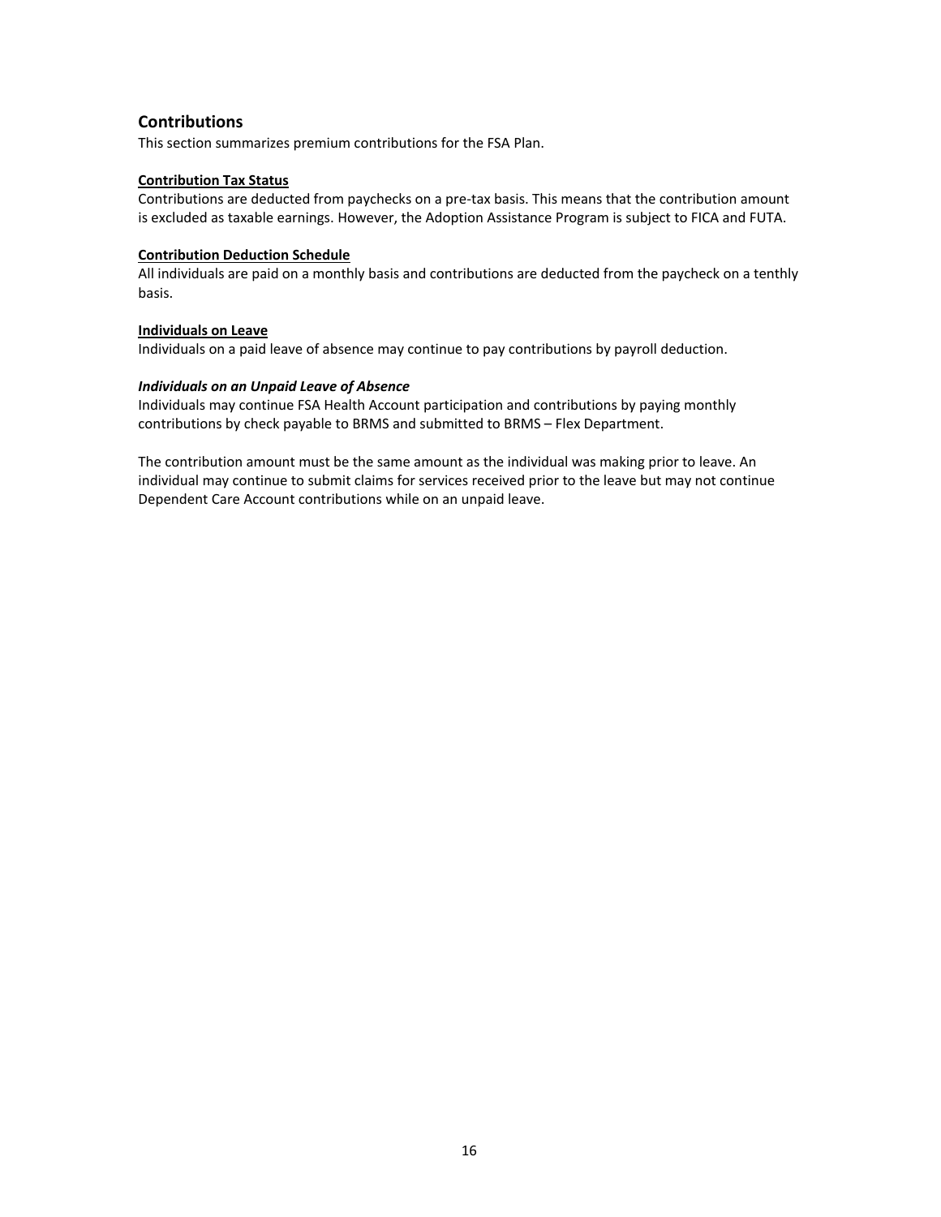## Contributions

This section summarizes premium contributions for the FSA Plan.

**Contribution Tax Status**

Contributions are deducted from paychecks on a pre-tax basis. This means that the contribution amount is excluded as taxable earnings. However, the Adoption Assistance Program is subject to FICA and FUTA.

**Contribution Deduction Schedule**

All individuals are paid on a monthly basis and contributions are deducted from the paycheck on a tenthly basis.

**Individuals on Leave**

Individuals on a paid leave of absence may continue to pay contributions by payroll deduction.

***Individuals on an Unpaid Leave of Absence***

Individuals may continue FSA Health Account participation and contributions by paying monthly contributions by check payable to BRMS and submitted to BRMS – Flex Department.

The contribution amount must be the same amount as the individual was making prior to leave. An individual may continue to submit claims for services received prior to the leave but may not continue Dependent Care Account contributions while on an unpaid leave.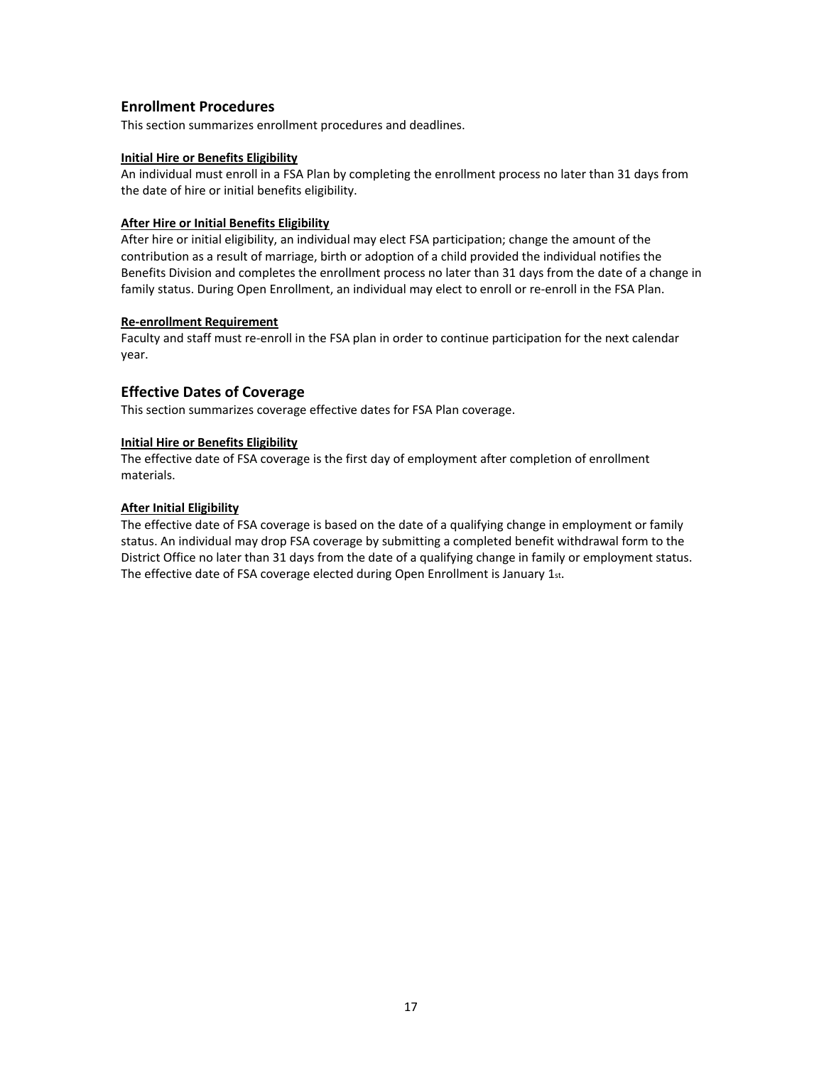## Enrollment Procedures

This section summarizes enrollment procedures and deadlines.

**Initial Hire or Benefits Eligibility**

An individual must enroll in a FSA Plan by completing the enrollment process no later than 31 days from the date of hire or initial benefits eligibility.

**After Hire or Initial Benefits Eligibility**

After hire or initial eligibility, an individual may elect FSA participation; change the amount of the contribution as a result of marriage, birth or adoption of a child provided the individual notifies the Benefits Division and completes the enrollment process no later than 31 days from the date of a change in family status. During Open Enrollment, an individual may elect to enroll or re-enroll in the FSA Plan.

**Re-enrollment Requirement**

Faculty and staff must re-enroll in the FSA plan in order to continue participation for the next calendar year.

## Effective Dates of Coverage

This section summarizes coverage effective dates for FSA Plan coverage.

**Initial Hire or Benefits Eligibility**

The effective date of FSA coverage is the first day of employment after completion of enrollment materials.

**After Initial Eligibility**

The effective date of FSA coverage is based on the date of a qualifying change in employment or family status. An individual may drop FSA coverage by submitting a completed benefit withdrawal form to the District Office no later than 31 days from the date of a qualifying change in family or employment status. The effective date of FSA coverage elected during Open Enrollment is January 1st.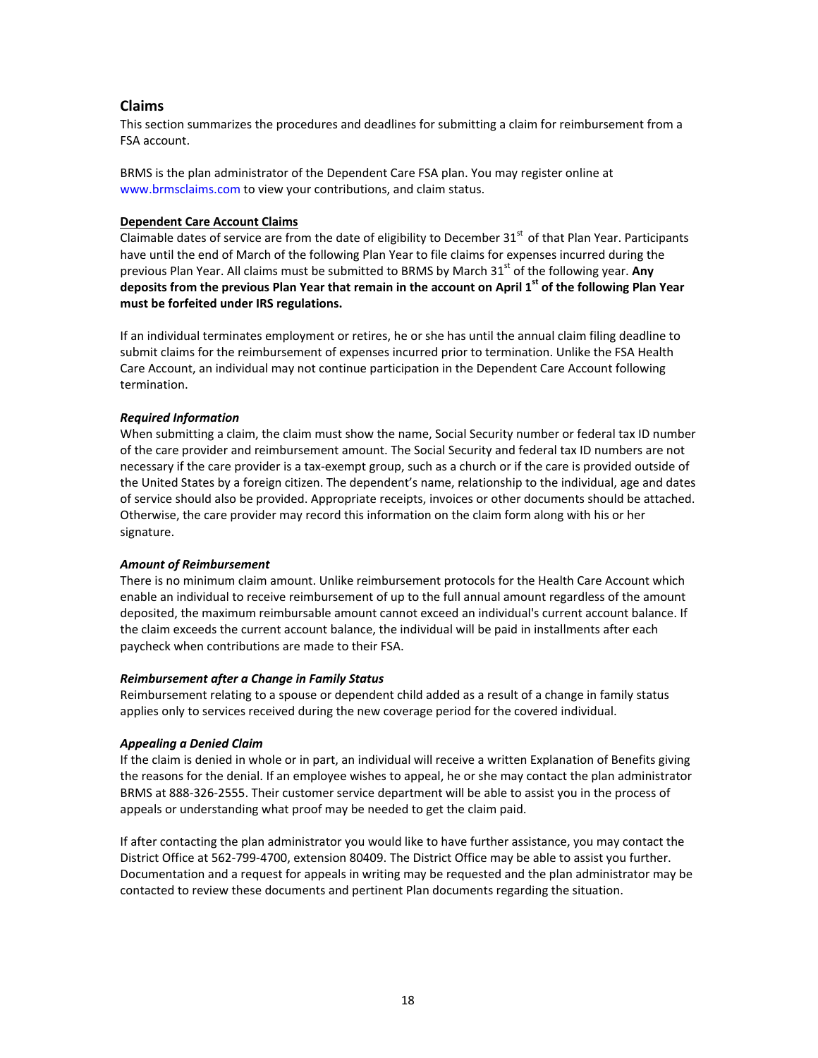## Claims

This section summarizes the procedures and deadlines for submitting a claim for reimbursement from a FSA account.

BRMS is the plan administrator of the Dependent Care FSA plan. You may register online at www.brmsclaims.com to view your contributions, and claim status.

**Dependent Care Account Claims**

Claimable dates of service are from the date of eligibility to December 31st of that Plan Year. Participants have until the end of March of the following Plan Year to file claims for expenses incurred during the previous Plan Year. All claims must be submitted to BRMS by March 31st of the following year. **Any deposits from the previous Plan Year that remain in the account on April 1st of the following Plan Year must be forfeited under IRS regulations.**

If an individual terminates employment or retires, he or she has until the annual claim filing deadline to submit claims for the reimbursement of expenses incurred prior to termination. Unlike the FSA Health Care Account, an individual may not continue participation in the Dependent Care Account following termination.

***Required Information***

When submitting a claim, the claim must show the name, Social Security number or federal tax ID number of the care provider and reimbursement amount. The Social Security and federal tax ID numbers are not necessary if the care provider is a tax-exempt group, such as a church or if the care is provided outside of the United States by a foreign citizen. The dependent's name, relationship to the individual, age and dates of service should also be provided. Appropriate receipts, invoices or other documents should be attached. Otherwise, the care provider may record this information on the claim form along with his or her signature.

***Amount of Reimbursement***

There is no minimum claim amount. Unlike reimbursement protocols for the Health Care Account which enable an individual to receive reimbursement of up to the full annual amount regardless of the amount deposited, the maximum reimbursable amount cannot exceed an individual's current account balance. If the claim exceeds the current account balance, the individual will be paid in installments after each paycheck when contributions are made to their FSA.

***Reimbursement after a Change in Family Status***

Reimbursement relating to a spouse or dependent child added as a result of a change in family status applies only to services received during the new coverage period for the covered individual.

***Appealing a Denied Claim***

If the claim is denied in whole or in part, an individual will receive a written Explanation of Benefits giving the reasons for the denial. If an employee wishes to appeal, he or she may contact the plan administrator BRMS at 888-326-2555. Their customer service department will be able to assist you in the process of appeals or understanding what proof may be needed to get the claim paid.

If after contacting the plan administrator you would like to have further assistance, you may contact the District Office at 562-799-4700, extension 80409. The District Office may be able to assist you further. Documentation and a request for appeals in writing may be requested and the plan administrator may be contacted to review these documents and pertinent Plan documents regarding the situation.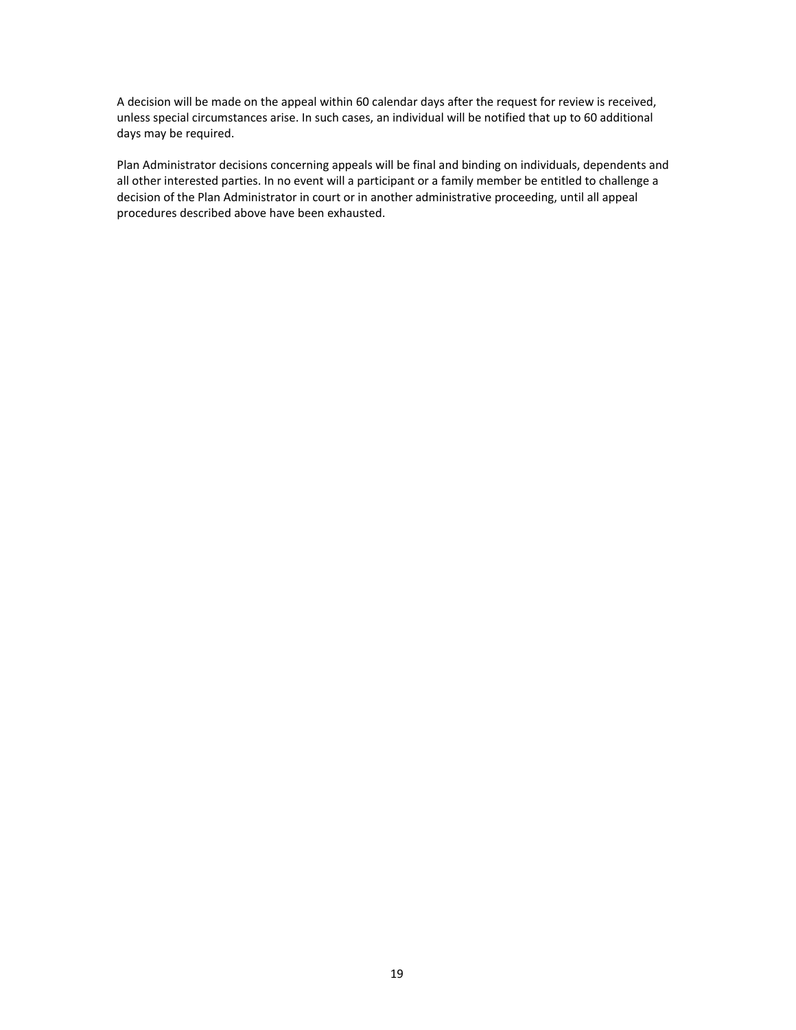A decision will be made on the appeal within 60 calendar days after the request for review is received, unless special circumstances arise. In such cases, an individual will be notified that up to 60 additional days may be required.

Plan Administrator decisions concerning appeals will be final and binding on individuals, dependents and all other interested parties. In no event will a participant or a family member be entitled to challenge a decision of the Plan Administrator in court or in another administrative proceeding, until all appeal procedures described above have been exhausted.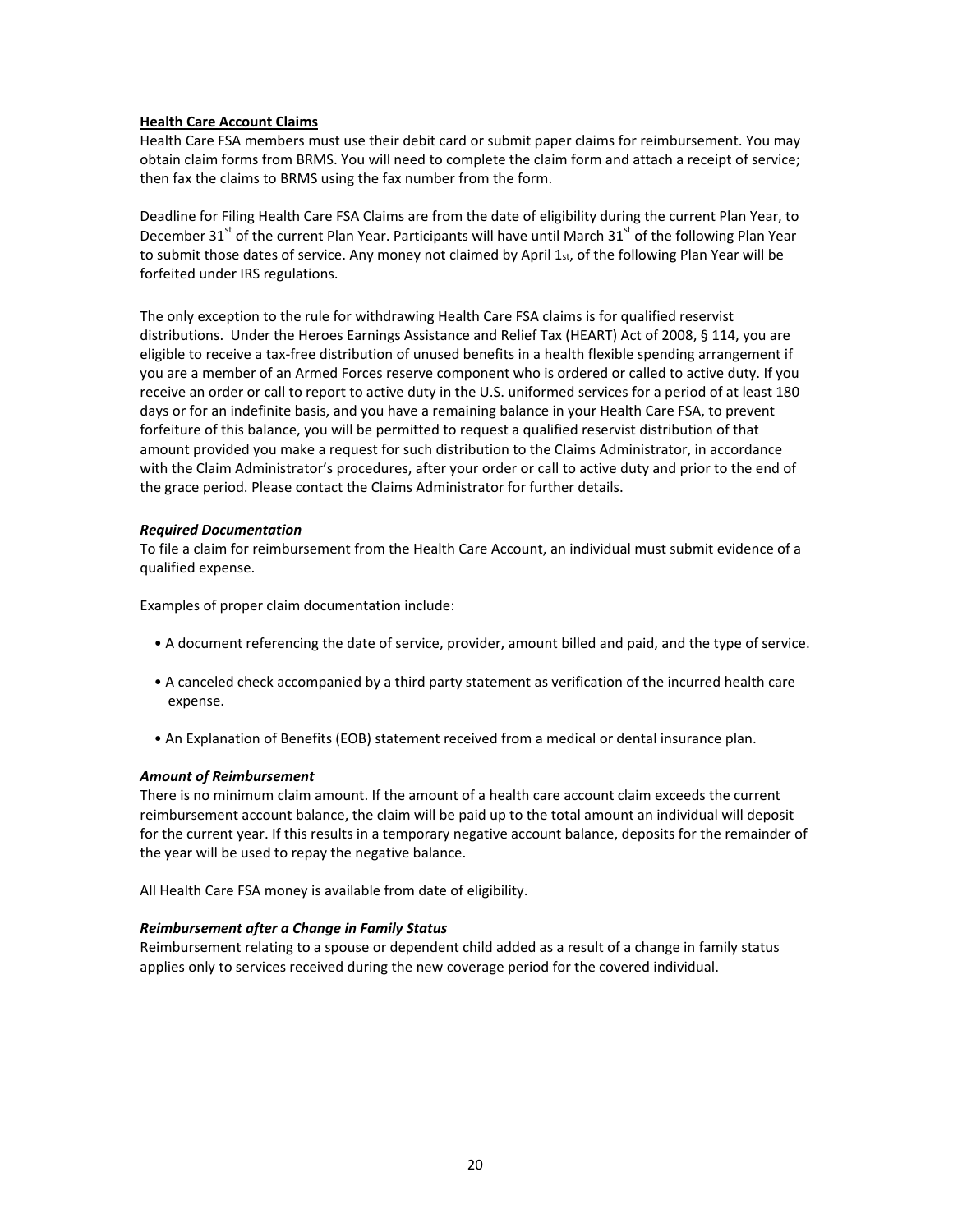**Health Care Account Claims**

Health Care FSA members must use their debit card or submit paper claims for reimbursement. You may obtain claim forms from BRMS. You will need to complete the claim form and attach a receipt of service; then fax the claims to BRMS using the fax number from the form.

Deadline for Filing Health Care FSA Claims are from the date of eligibility during the current Plan Year, to December 31st of the current Plan Year. Participants will have until March 31st of the following Plan Year to submit those dates of service. Any money not claimed by April 1st, of the following Plan Year will be forfeited under IRS regulations.

The only exception to the rule for withdrawing Health Care FSA claims is for qualified reservist distributions. Under the Heroes Earnings Assistance and Relief Tax (HEART) Act of 2008, § 114, you are eligible to receive a tax-free distribution of unused benefits in a health flexible spending arrangement if you are a member of an Armed Forces reserve component who is ordered or called to active duty. If you receive an order or call to report to active duty in the U.S. uniformed services for a period of at least 180 days or for an indefinite basis, and you have a remaining balance in your Health Care FSA, to prevent forfeiture of this balance, you will be permitted to request a qualified reservist distribution of that amount provided you make a request for such distribution to the Claims Administrator, in accordance with the Claim Administrator's procedures, after your order or call to active duty and prior to the end of the grace period. Please contact the Claims Administrator for further details.

***Required Documentation***

To file a claim for reimbursement from the Health Care Account, an individual must submit evidence of a qualified expense.

Examples of proper claim documentation include:

- A document referencing the date of service, provider, amount billed and paid, and the type of service.
- A canceled check accompanied by a third party statement as verification of the incurred health care expense.
- An Explanation of Benefits (EOB) statement received from a medical or dental insurance plan.

***Amount of Reimbursement***

There is no minimum claim amount. If the amount of a health care account claim exceeds the current reimbursement account balance, the claim will be paid up to the total amount an individual will deposit for the current year. If this results in a temporary negative account balance, deposits for the remainder of the year will be used to repay the negative balance.

All Health Care FSA money is available from date of eligibility.

***Reimbursement after a Change in Family Status***

Reimbursement relating to a spouse or dependent child added as a result of a change in family status applies only to services received during the new coverage period for the covered individual.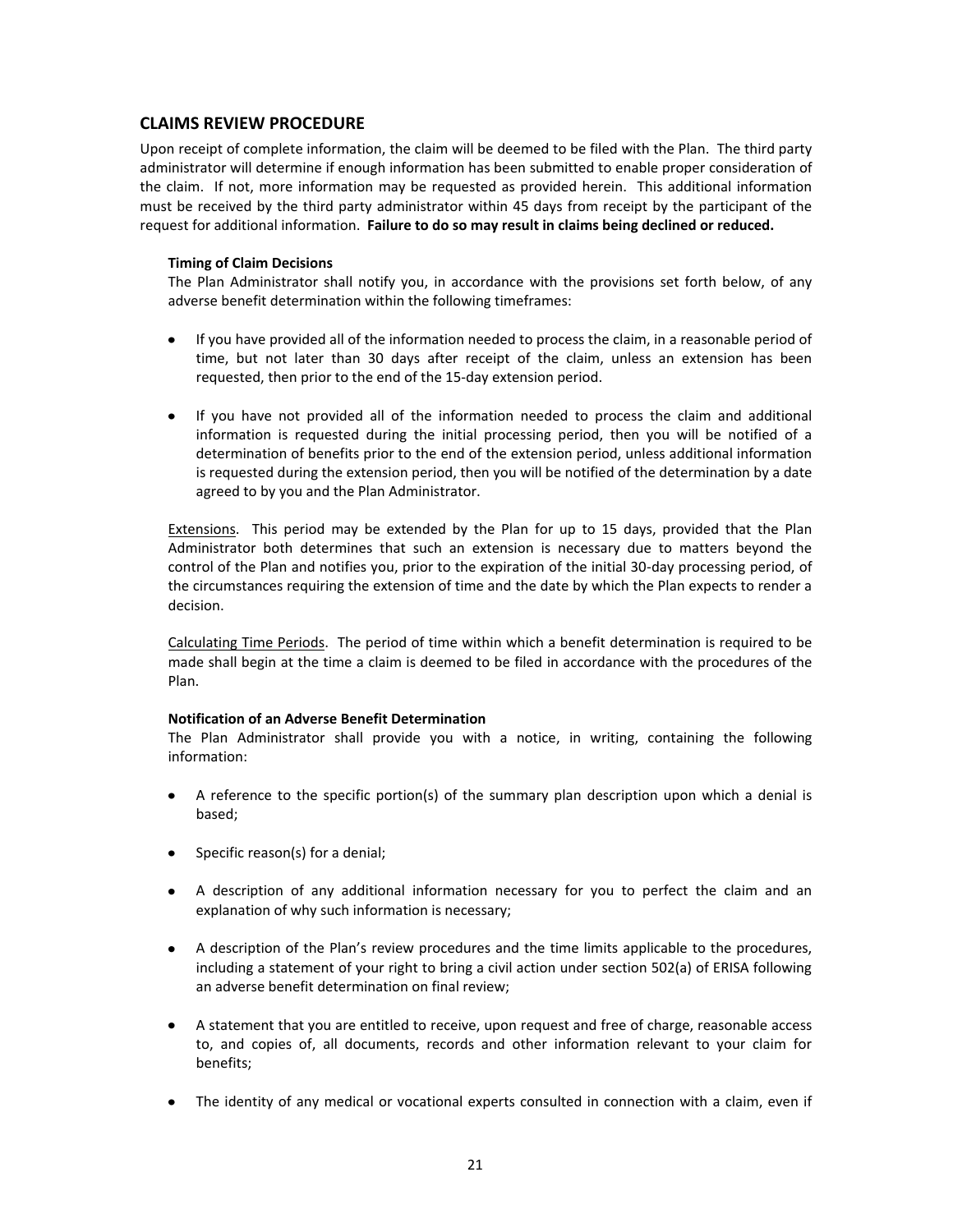## CLAIMS REVIEW PROCEDURE

Upon receipt of complete information, the claim will be deemed to be filed with the Plan. The third party administrator will determine if enough information has been submitted to enable proper consideration of the claim. If not, more information may be requested as provided herein. This additional information must be received by the third party administrator within 45 days from receipt by the participant of the request for additional information. **Failure to do so may result in claims being declined or reduced.**

**Timing of Claim Decisions**

The Plan Administrator shall notify you, in accordance with the provisions set forth below, of any adverse benefit determination within the following timeframes:

- If you have provided all of the information needed to process the claim, in a reasonable period of time, but not later than 30 days after receipt of the claim, unless an extension has been requested, then prior to the end of the 15-day extension period.

- If you have not provided all of the information needed to process the claim and additional information is requested during the initial processing period, then you will be notified of a determination of benefits prior to the end of the extension period, unless additional information is requested during the extension period, then you will be notified of the determination by a date agreed to by you and the Plan Administrator.

Extensions. This period may be extended by the Plan for up to 15 days, provided that the Plan Administrator both determines that such an extension is necessary due to matters beyond the control of the Plan and notifies you, prior to the expiration of the initial 30-day processing period, of the circumstances requiring the extension of time and the date by which the Plan expects to render a decision.

Calculating Time Periods. The period of time within which a benefit determination is required to be made shall begin at the time a claim is deemed to be filed in accordance with the procedures of the Plan.

**Notification of an Adverse Benefit Determination**

The Plan Administrator shall provide you with a notice, in writing, containing the following information:

- A reference to the specific portion(s) of the summary plan description upon which a denial is based;

- Specific reason(s) for a denial;

- A description of any additional information necessary for you to perfect the claim and an explanation of why such information is necessary;

- A description of the Plan's review procedures and the time limits applicable to the procedures, including a statement of your right to bring a civil action under section 502(a) of ERISA following an adverse benefit determination on final review;

- A statement that you are entitled to receive, upon request and free of charge, reasonable access to, and copies of, all documents, records and other information relevant to your claim for benefits;

- The identity of any medical or vocational experts consulted in connection with a claim, even if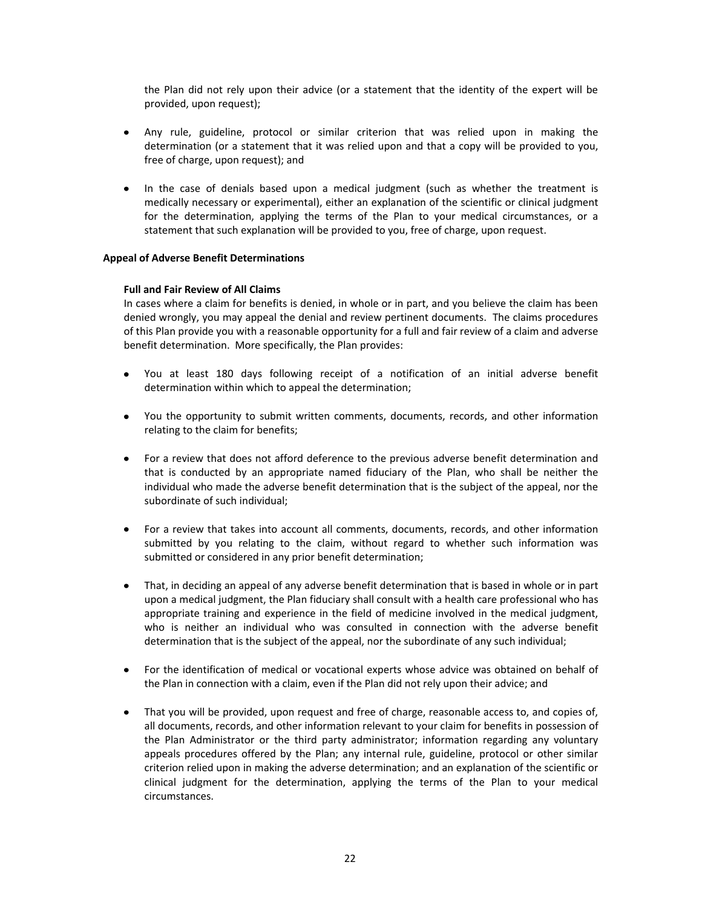the Plan did not rely upon their advice (or a statement that the identity of the expert will be provided, upon request);

- Any rule, guideline, protocol or similar criterion that was relied upon in making the determination (or a statement that it was relied upon and that a copy will be provided to you, free of charge, upon request); and
- In the case of denials based upon a medical judgment (such as whether the treatment is medically necessary or experimental), either an explanation of the scientific or clinical judgment for the determination, applying the terms of the Plan to your medical circumstances, or a statement that such explanation will be provided to you, free of charge, upon request.

**Appeal of Adverse Benefit Determinations**

**Full and Fair Review of All Claims**

In cases where a claim for benefits is denied, in whole or in part, and you believe the claim has been denied wrongly, you may appeal the denial and review pertinent documents. The claims procedures of this Plan provide you with a reasonable opportunity for a full and fair review of a claim and adverse benefit determination. More specifically, the Plan provides:

- You at least 180 days following receipt of a notification of an initial adverse benefit determination within which to appeal the determination;
- You the opportunity to submit written comments, documents, records, and other information relating to the claim for benefits;
- For a review that does not afford deference to the previous adverse benefit determination and that is conducted by an appropriate named fiduciary of the Plan, who shall be neither the individual who made the adverse benefit determination that is the subject of the appeal, nor the subordinate of such individual;
- For a review that takes into account all comments, documents, records, and other information submitted by you relating to the claim, without regard to whether such information was submitted or considered in any prior benefit determination;
- That, in deciding an appeal of any adverse benefit determination that is based in whole or in part upon a medical judgment, the Plan fiduciary shall consult with a health care professional who has appropriate training and experience in the field of medicine involved in the medical judgment, who is neither an individual who was consulted in connection with the adverse benefit determination that is the subject of the appeal, nor the subordinate of any such individual;
- For the identification of medical or vocational experts whose advice was obtained on behalf of the Plan in connection with a claim, even if the Plan did not rely upon their advice; and
- That you will be provided, upon request and free of charge, reasonable access to, and copies of, all documents, records, and other information relevant to your claim for benefits in possession of the Plan Administrator or the third party administrator; information regarding any voluntary appeals procedures offered by the Plan; any internal rule, guideline, protocol or other similar criterion relied upon in making the adverse determination; and an explanation of the scientific or clinical judgment for the determination, applying the terms of the Plan to your medical circumstances.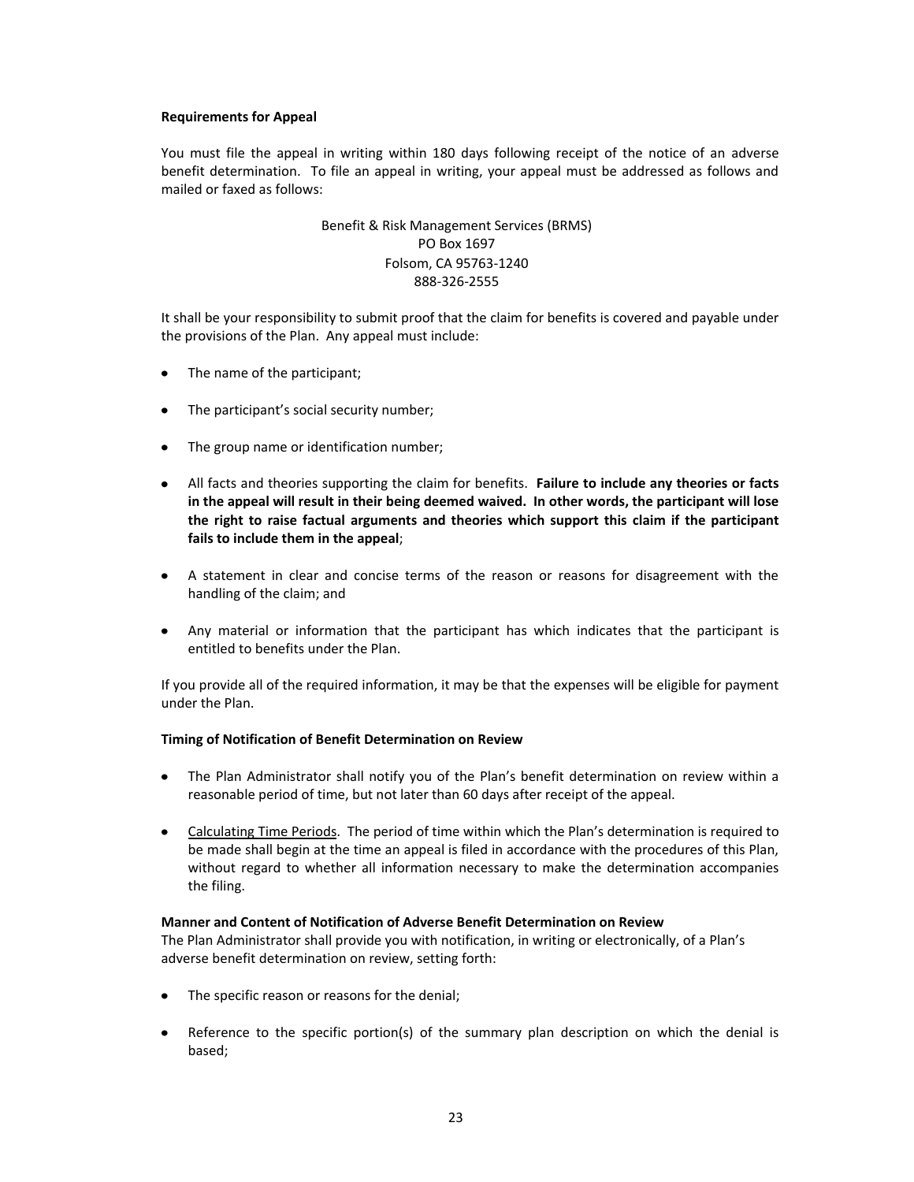**Requirements for Appeal**

You must file the appeal in writing within 180 days following receipt of the notice of an adverse benefit determination. To file an appeal in writing, your appeal must be addressed as follows and mailed or faxed as follows:

Benefit & Risk Management Services (BRMS)  
PO Box 1697  
Folsom, CA 95763-1240  
888-326-2555

It shall be your responsibility to submit proof that the claim for benefits is covered and payable under the provisions of the Plan. Any appeal must include:

- The name of the participant;
- The participant's social security number;
- The group name or identification number;
- All facts and theories supporting the claim for benefits. **Failure to include any theories or facts in the appeal will result in their being deemed waived. In other words, the participant will lose the right to raise factual arguments and theories which support this claim if the participant fails to include them in the appeal**;
- A statement in clear and concise terms of the reason or reasons for disagreement with the handling of the claim; and
- Any material or information that the participant has which indicates that the participant is entitled to benefits under the Plan.

If you provide all of the required information, it may be that the expenses will be eligible for payment under the Plan.

**Timing of Notification of Benefit Determination on Review**

- The Plan Administrator shall notify you of the Plan's benefit determination on review within a reasonable period of time, but not later than 60 days after receipt of the appeal.
- Calculating Time Periods. The period of time within which the Plan's determination is required to be made shall begin at the time an appeal is filed in accordance with the procedures of this Plan, without regard to whether all information necessary to make the determination accompanies the filing.

**Manner and Content of Notification of Adverse Benefit Determination on Review**

The Plan Administrator shall provide you with notification, in writing or electronically, of a Plan's adverse benefit determination on review, setting forth:

- The specific reason or reasons for the denial;
- Reference to the specific portion(s) of the summary plan description on which the denial is based;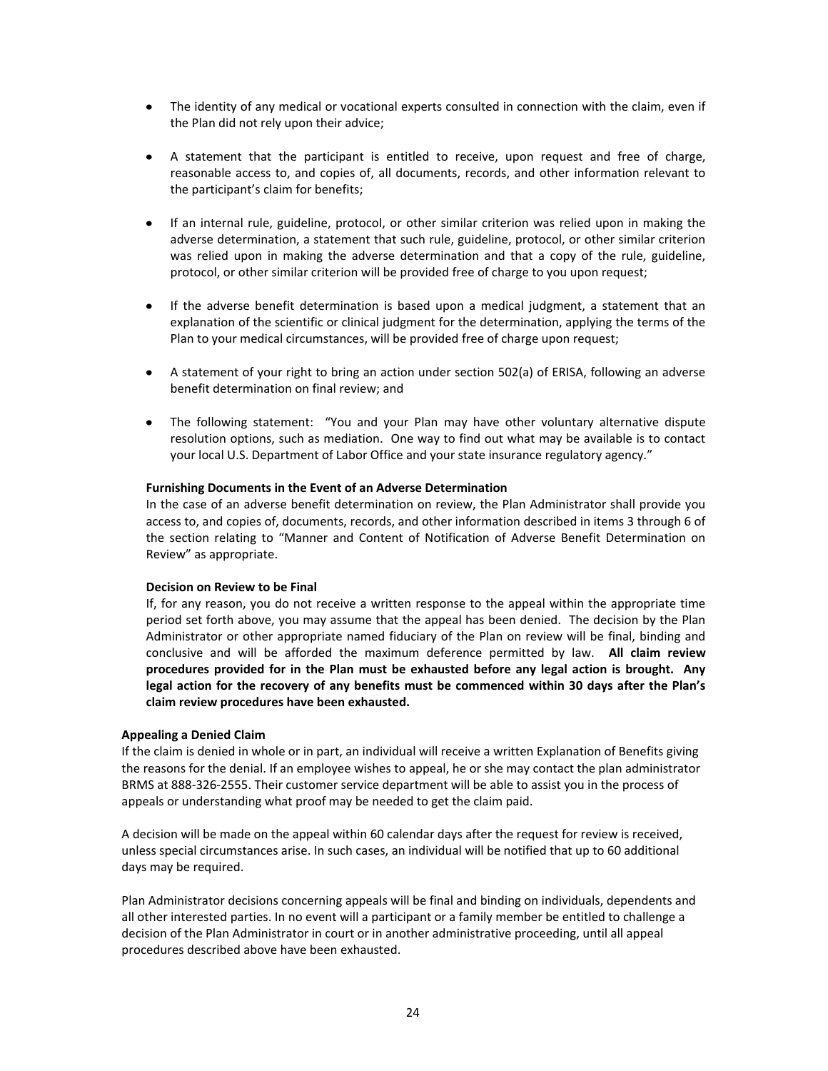- The identity of any medical or vocational experts consulted in connection with the claim, even if the Plan did not rely upon their advice;

- A statement that the participant is entitled to receive, upon request and free of charge, reasonable access to, and copies of, all documents, records, and other information relevant to the participant's claim for benefits;

- If an internal rule, guideline, protocol, or other similar criterion was relied upon in making the adverse determination, a statement that such rule, guideline, protocol, or other similar criterion was relied upon in making the adverse determination and that a copy of the rule, guideline, protocol, or other similar criterion will be provided free of charge to you upon request;

- If the adverse benefit determination is based upon a medical judgment, a statement that an explanation of the scientific or clinical judgment for the determination, applying the terms of the Plan to your medical circumstances, will be provided free of charge upon request;

- A statement of your right to bring an action under section 502(a) of ERISA, following an adverse benefit determination on final review; and

- The following statement: "You and your Plan may have other voluntary alternative dispute resolution options, such as mediation. One way to find out what may be available is to contact your local U.S. Department of Labor Office and your state insurance regulatory agency."

**Furnishing Documents in the Event of an Adverse Determination**

In the case of an adverse benefit determination on review, the Plan Administrator shall provide you access to, and copies of, documents, records, and other information described in items 3 through 6 of the section relating to "Manner and Content of Notification of Adverse Benefit Determination on Review" as appropriate.

**Decision on Review to be Final**

If, for any reason, you do not receive a written response to the appeal within the appropriate time period set forth above, you may assume that the appeal has been denied. The decision by the Plan Administrator or other appropriate named fiduciary of the Plan on review will be final, binding and conclusive and will be afforded the maximum deference permitted by law. **All claim review procedures provided for in the Plan must be exhausted before any legal action is brought. Any legal action for the recovery of any benefits must be commenced within 30 days after the Plan's claim review procedures have been exhausted.**

**Appealing a Denied Claim**

If the claim is denied in whole or in part, an individual will receive a written Explanation of Benefits giving the reasons for the denial. If an employee wishes to appeal, he or she may contact the plan administrator BRMS at 888-326-2555. Their customer service department will be able to assist you in the process of appeals or understanding what proof may be needed to get the claim paid.

A decision will be made on the appeal within 60 calendar days after the request for review is received, unless special circumstances arise. In such cases, an individual will be notified that up to 60 additional days may be required.

Plan Administrator decisions concerning appeals will be final and binding on individuals, dependents and all other interested parties. In no event will a participant or a family member be entitled to challenge a decision of the Plan Administrator in court or in another administrative proceeding, until all appeal procedures described above have been exhausted.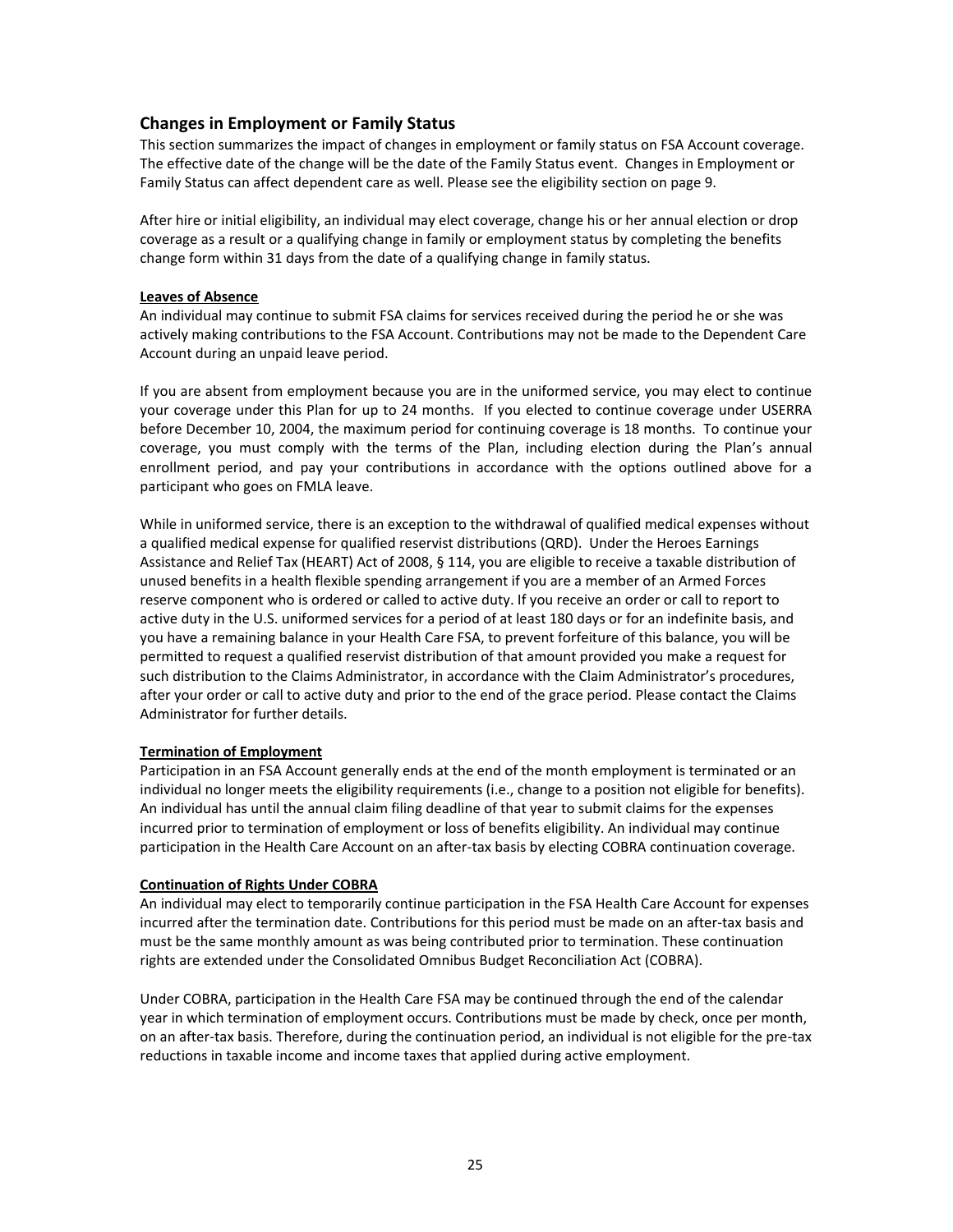## Changes in Employment or Family Status

This section summarizes the impact of changes in employment or family status on FSA Account coverage. The effective date of the change will be the date of the Family Status event. Changes in Employment or Family Status can affect dependent care as well. Please see the eligibility section on page 9.

After hire or initial eligibility, an individual may elect coverage, change his or her annual election or drop coverage as a result or a qualifying change in family or employment status by completing the benefits change form within 31 days from the date of a qualifying change in family status.

### Leaves of Absence

An individual may continue to submit FSA claims for services received during the period he or she was actively making contributions to the FSA Account. Contributions may not be made to the Dependent Care Account during an unpaid leave period.

If you are absent from employment because you are in the uniformed service, you may elect to continue your coverage under this Plan for up to 24 months. If you elected to continue coverage under USERRA before December 10, 2004, the maximum period for continuing coverage is 18 months. To continue your coverage, you must comply with the terms of the Plan, including election during the Plan's annual enrollment period, and pay your contributions in accordance with the options outlined above for a participant who goes on FMLA leave.

While in uniformed service, there is an exception to the withdrawal of qualified medical expenses without a qualified medical expense for qualified reservist distributions (QRD). Under the Heroes Earnings Assistance and Relief Tax (HEART) Act of 2008, § 114, you are eligible to receive a taxable distribution of unused benefits in a health flexible spending arrangement if you are a member of an Armed Forces reserve component who is ordered or called to active duty. If you receive an order or call to report to active duty in the U.S. uniformed services for a period of at least 180 days or for an indefinite basis, and you have a remaining balance in your Health Care FSA, to prevent forfeiture of this balance, you will be permitted to request a qualified reservist distribution of that amount provided you make a request for such distribution to the Claims Administrator, in accordance with the Claim Administrator's procedures, after your order or call to active duty and prior to the end of the grace period. Please contact the Claims Administrator for further details.

### Termination of Employment

Participation in an FSA Account generally ends at the end of the month employment is terminated or an individual no longer meets the eligibility requirements (i.e., change to a position not eligible for benefits). An individual has until the annual claim filing deadline of that year to submit claims for the expenses incurred prior to termination of employment or loss of benefits eligibility. An individual may continue participation in the Health Care Account on an after-tax basis by electing COBRA continuation coverage.

### Continuation of Rights Under COBRA

An individual may elect to temporarily continue participation in the FSA Health Care Account for expenses incurred after the termination date. Contributions for this period must be made on an after-tax basis and must be the same monthly amount as was being contributed prior to termination. These continuation rights are extended under the Consolidated Omnibus Budget Reconciliation Act (COBRA).

Under COBRA, participation in the Health Care FSA may be continued through the end of the calendar year in which termination of employment occurs. Contributions must be made by check, once per month, on an after-tax basis. Therefore, during the continuation period, an individual is not eligible for the pre-tax reductions in taxable income and income taxes that applied during active employment.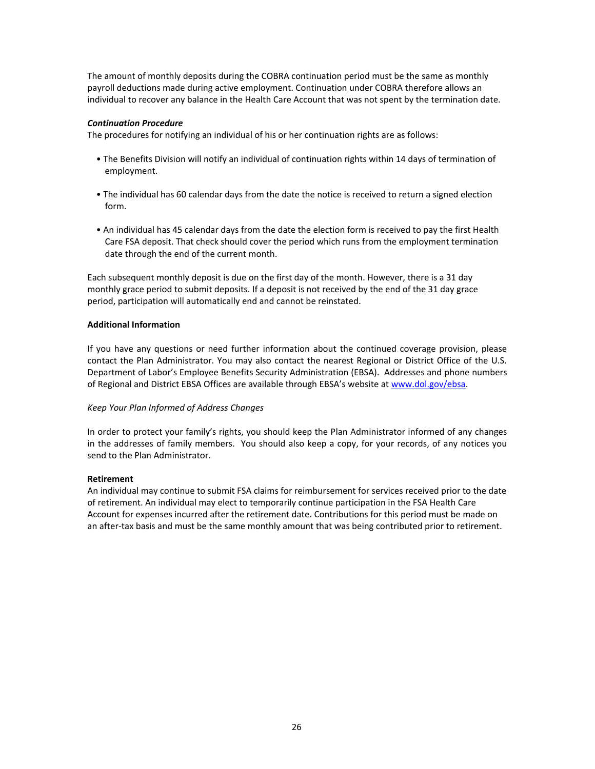The amount of monthly deposits during the COBRA continuation period must be the same as monthly payroll deductions made during active employment. Continuation under COBRA therefore allows an individual to recover any balance in the Health Care Account that was not spent by the termination date.

***Continuation Procedure***
The procedures for notifying an individual of his or her continuation rights are as follows:

- The Benefits Division will notify an individual of continuation rights within 14 days of termination of employment.
- The individual has 60 calendar days from the date the notice is received to return a signed election form.
- An individual has 45 calendar days from the date the election form is received to pay the first Health Care FSA deposit. That check should cover the period which runs from the employment termination date through the end of the current month.

Each subsequent monthly deposit is due on the first day of the month. However, there is a 31 day monthly grace period to submit deposits. If a deposit is not received by the end of the 31 day grace period, participation will automatically end and cannot be reinstated.

**Additional Information**

If you have any questions or need further information about the continued coverage provision, please contact the Plan Administrator. You may also contact the nearest Regional or District Office of the U.S. Department of Labor's Employee Benefits Security Administration (EBSA). Addresses and phone numbers of Regional and District EBSA Offices are available through EBSA's website at www.dol.gov/ebsa.

*Keep Your Plan Informed of Address Changes*

In order to protect your family's rights, you should keep the Plan Administrator informed of any changes in the addresses of family members. You should also keep a copy, for your records, of any notices you send to the Plan Administrator.

**Retirement**
An individual may continue to submit FSA claims for reimbursement for services received prior to the date of retirement. An individual may elect to temporarily continue participation in the FSA Health Care Account for expenses incurred after the retirement date. Contributions for this period must be made on an after-tax basis and must be the same monthly amount that was being contributed prior to retirement.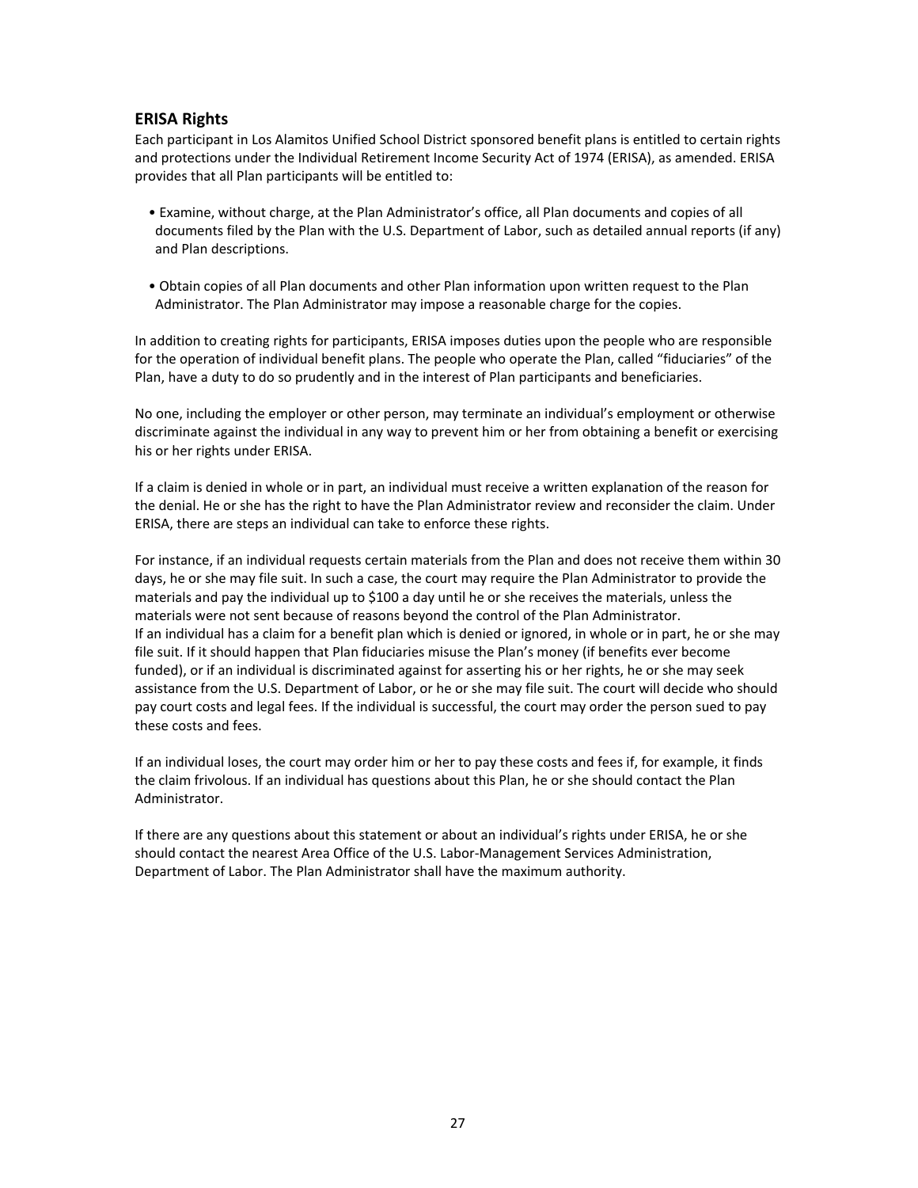## ERISA Rights

Each participant in Los Alamitos Unified School District sponsored benefit plans is entitled to certain rights and protections under the Individual Retirement Income Security Act of 1974 (ERISA), as amended. ERISA provides that all Plan participants will be entitled to:

- Examine, without charge, at the Plan Administrator's office, all Plan documents and copies of all documents filed by the Plan with the U.S. Department of Labor, such as detailed annual reports (if any) and Plan descriptions.
- Obtain copies of all Plan documents and other Plan information upon written request to the Plan Administrator. The Plan Administrator may impose a reasonable charge for the copies.

In addition to creating rights for participants, ERISA imposes duties upon the people who are responsible for the operation of individual benefit plans. The people who operate the Plan, called "fiduciaries" of the Plan, have a duty to do so prudently and in the interest of Plan participants and beneficiaries.

No one, including the employer or other person, may terminate an individual's employment or otherwise discriminate against the individual in any way to prevent him or her from obtaining a benefit or exercising his or her rights under ERISA.

If a claim is denied in whole or in part, an individual must receive a written explanation of the reason for the denial. He or she has the right to have the Plan Administrator review and reconsider the claim. Under ERISA, there are steps an individual can take to enforce these rights.

For instance, if an individual requests certain materials from the Plan and does not receive them within 30 days, he or she may file suit. In such a case, the court may require the Plan Administrator to provide the materials and pay the individual up to $100 a day until he or she receives the materials, unless the materials were not sent because of reasons beyond the control of the Plan Administrator.
If an individual has a claim for a benefit plan which is denied or ignored, in whole or in part, he or she may file suit. If it should happen that Plan fiduciaries misuse the Plan's money (if benefits ever become funded), or if an individual is discriminated against for asserting his or her rights, he or she may seek assistance from the U.S. Department of Labor, or he or she may file suit. The court will decide who should pay court costs and legal fees. If the individual is successful, the court may order the person sued to pay these costs and fees.

If an individual loses, the court may order him or her to pay these costs and fees if, for example, it finds the claim frivolous. If an individual has questions about this Plan, he or she should contact the Plan Administrator.

If there are any questions about this statement or about an individual's rights under ERISA, he or she should contact the nearest Area Office of the U.S. Labor-Management Services Administration, Department of Labor. The Plan Administrator shall have the maximum authority.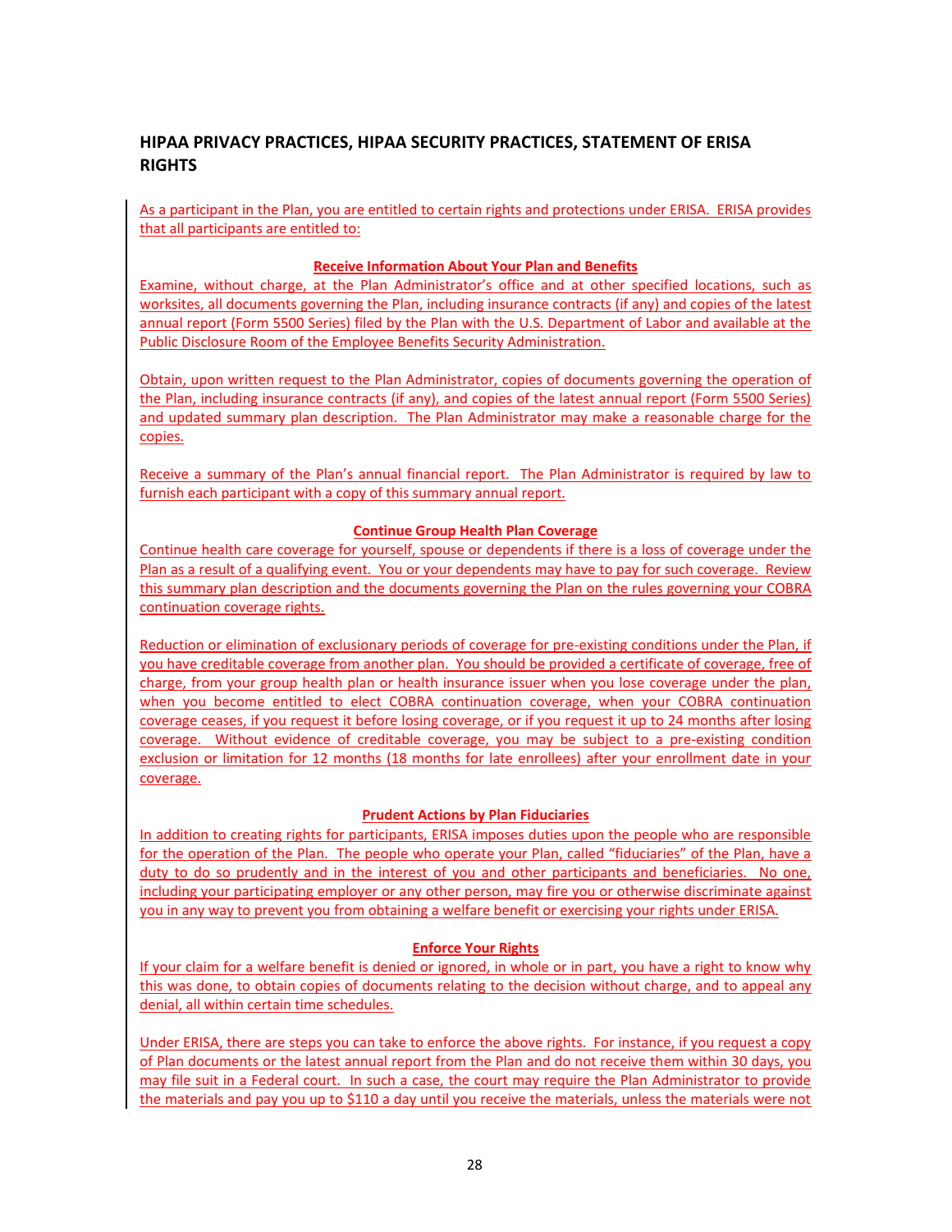## HIPAA PRIVACY PRACTICES, HIPAA SECURITY PRACTICES, STATEMENT OF ERISA RIGHTS

As a participant in the Plan, you are entitled to certain rights and protections under ERISA. ERISA provides that all participants are entitled to:

**Receive Information About Your Plan and Benefits**

Examine, without charge, at the Plan Administrator's office and at other specified locations, such as worksites, all documents governing the Plan, including insurance contracts (if any) and copies of the latest annual report (Form 5500 Series) filed by the Plan with the U.S. Department of Labor and available at the Public Disclosure Room of the Employee Benefits Security Administration.

Obtain, upon written request to the Plan Administrator, copies of documents governing the operation of the Plan, including insurance contracts (if any), and copies of the latest annual report (Form 5500 Series) and updated summary plan description. The Plan Administrator may make a reasonable charge for the copies.

Receive a summary of the Plan's annual financial report. The Plan Administrator is required by law to furnish each participant with a copy of this summary annual report.

**Continue Group Health Plan Coverage**

Continue health care coverage for yourself, spouse or dependents if there is a loss of coverage under the Plan as a result of a qualifying event. You or your dependents may have to pay for such coverage. Review this summary plan description and the documents governing the Plan on the rules governing your COBRA continuation coverage rights.

Reduction or elimination of exclusionary periods of coverage for pre-existing conditions under the Plan, if you have creditable coverage from another plan. You should be provided a certificate of coverage, free of charge, from your group health plan or health insurance issuer when you lose coverage under the plan, when you become entitled to elect COBRA continuation coverage, when your COBRA continuation coverage ceases, if you request it before losing coverage, or if you request it up to 24 months after losing coverage. Without evidence of creditable coverage, you may be subject to a pre-existing condition exclusion or limitation for 12 months (18 months for late enrollees) after your enrollment date in your coverage.

**Prudent Actions by Plan Fiduciaries**

In addition to creating rights for participants, ERISA imposes duties upon the people who are responsible for the operation of the Plan. The people who operate your Plan, called "fiduciaries" of the Plan, have a duty to do so prudently and in the interest of you and other participants and beneficiaries. No one, including your participating employer or any other person, may fire you or otherwise discriminate against you in any way to prevent you from obtaining a welfare benefit or exercising your rights under ERISA.

**Enforce Your Rights**

If your claim for a welfare benefit is denied or ignored, in whole or in part, you have a right to know why this was done, to obtain copies of documents relating to the decision without charge, and to appeal any denial, all within certain time schedules.

Under ERISA, there are steps you can take to enforce the above rights. For instance, if you request a copy of Plan documents or the latest annual report from the Plan and do not receive them within 30 days, you may file suit in a Federal court. In such a case, the court may require the Plan Administrator to provide the materials and pay you up to $110 a day until you receive the materials, unless the materials were not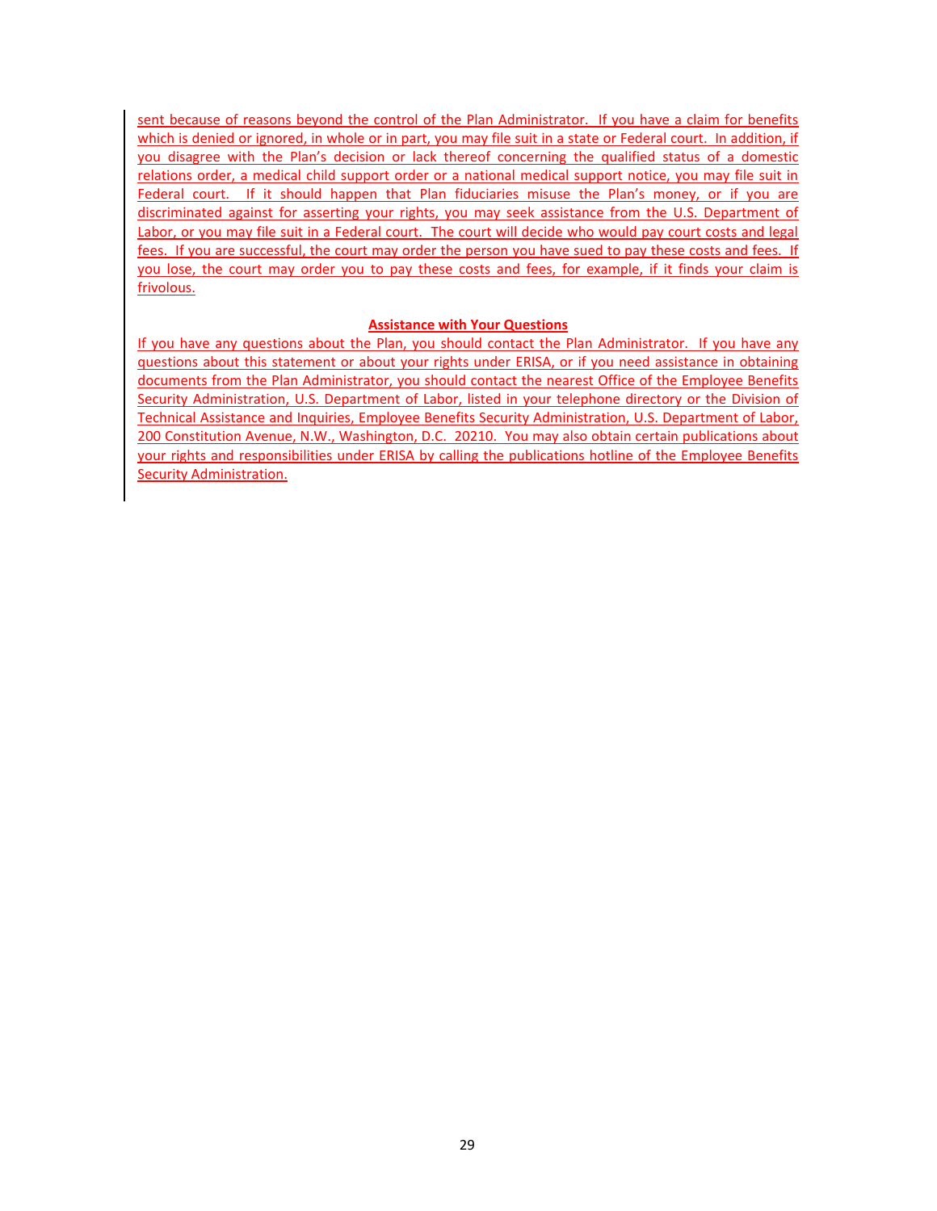sent because of reasons beyond the control of the Plan Administrator. If you have a claim for benefits which is denied or ignored, in whole or in part, you may file suit in a state or Federal court. In addition, if you disagree with the Plan's decision or lack thereof concerning the qualified status of a domestic relations order, a medical child support order or a national medical support notice, you may file suit in Federal court. If it should happen that Plan fiduciaries misuse the Plan's money, or if you are discriminated against for asserting your rights, you may seek assistance from the U.S. Department of Labor, or you may file suit in a Federal court. The court will decide who would pay court costs and legal fees. If you are successful, the court may order the person you have sued to pay these costs and fees. If you lose, the court may order you to pay these costs and fees, for example, if it finds your claim is frivolous.

**Assistance with Your Questions**

If you have any questions about the Plan, you should contact the Plan Administrator. If you have any questions about this statement or about your rights under ERISA, or if you need assistance in obtaining documents from the Plan Administrator, you should contact the nearest Office of the Employee Benefits Security Administration, U.S. Department of Labor, listed in your telephone directory or the Division of Technical Assistance and Inquiries, Employee Benefits Security Administration, U.S. Department of Labor, 200 Constitution Avenue, N.W., Washington, D.C. 20210. You may also obtain certain publications about your rights and responsibilities under ERISA by calling the publications hotline of the Employee Benefits Security Administration.